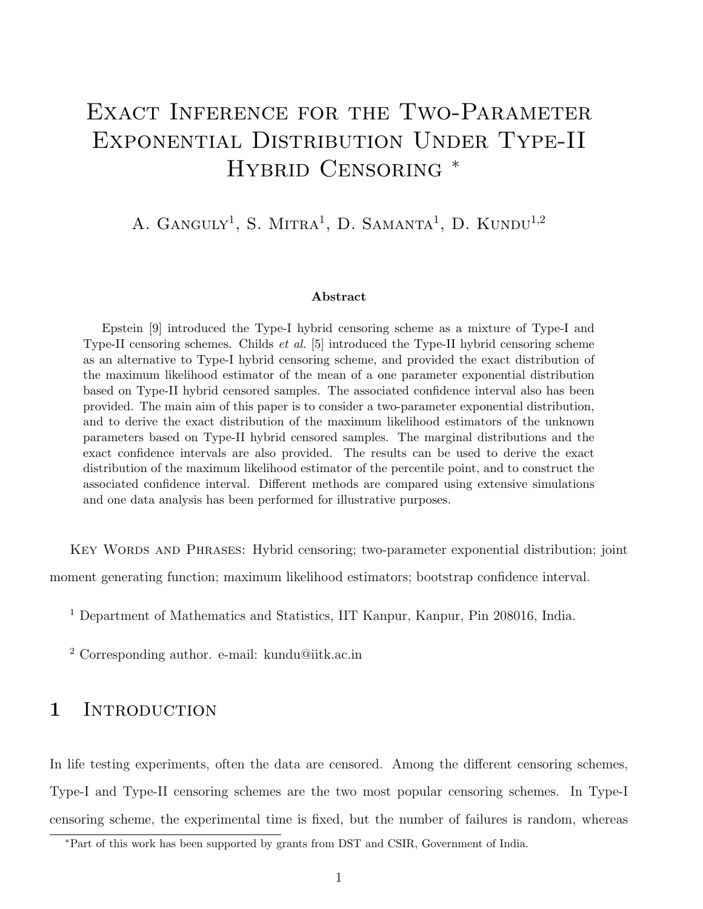# Exact Inference for the Two-Parameter Exponential Distribution Under Type-II Hybrid Censoring *

A. Ganguly[1], S. Mitra[1], D. Samanta[1], D. Kundu[1,2]

**Abstract**

Epstein [9] introduced the Type-I hybrid censoring scheme as a mixture of Type-I and Type-II censoring schemes. Childs *et al.* [5] introduced the Type-II hybrid censoring scheme as an alternative to Type-I hybrid censoring scheme, and provided the exact distribution of the maximum likelihood estimator of the mean of a one parameter exponential distribution based on Type-II hybrid censored samples. The associated confidence interval also has been provided. The main aim of this paper is to consider a two-parameter exponential distribution, and to derive the exact distribution of the maximum likelihood estimators of the unknown parameters based on Type-II hybrid censored samples. The marginal distributions and the exact confidence intervals are also provided. The results can be used to derive the exact distribution of the maximum likelihood estimator of the percentile point, and to construct the associated confidence interval. Different methods are compared using extensive simulations and one data analysis has been performed for illustrative purposes.

Key Words and Phrases: Hybrid censoring; two-parameter exponential distribution; joint moment generating function; maximum likelihood estimators; bootstrap confidence interval.

[1] Department of Mathematics and Statistics, IIT Kanpur, Kanpur, Pin 208016, India.

[2] Corresponding author. e-mail: kundu@iitk.ac.in

## 1 Introduction

In life testing experiments, often the data are censored. Among the different censoring schemes, Type-I and Type-II censoring schemes are the two most popular censoring schemes. In Type-I censoring scheme, the experimental time is fixed, but the number of failures is random, whereas

*Part of this work has been supported by grants from DST and CSIR, Government of India.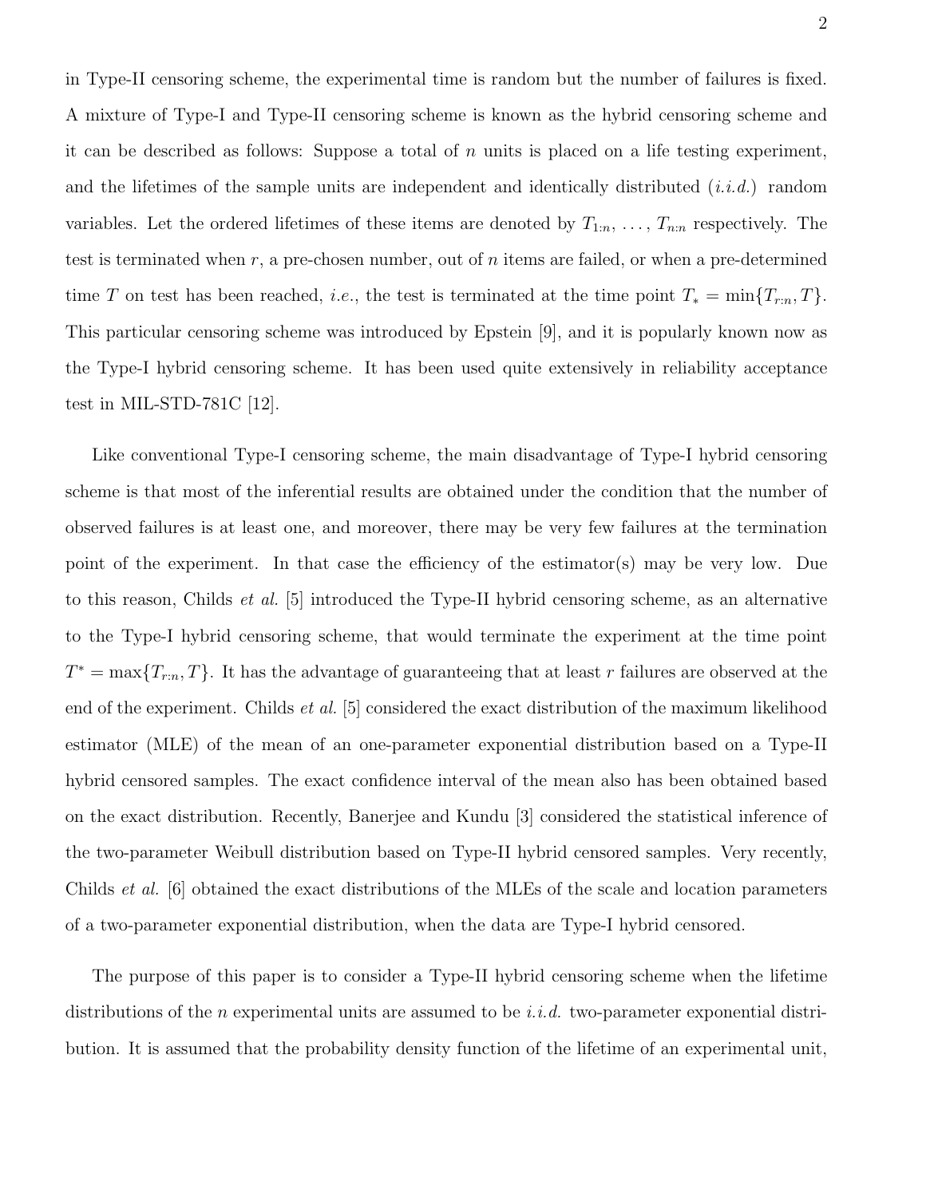in Type-II censoring scheme, the experimental time is random but the number of failures is fixed. A mixture of Type-I and Type-II censoring scheme is known as the hybrid censoring scheme and it can be described as follows: Suppose a total of $n$ units is placed on a life testing experiment, and the lifetimes of the sample units are independent and identically distributed (*i.i.d.*) random variables. Let the ordered lifetimes of these items are denoted by $T_{1:n}, \ldots, T_{n:n}$ respectively. The test is terminated when $r$, a pre-chosen number, out of $n$ items are failed, or when a pre-determined time $T$ on test has been reached, *i.e.*, the test is terminated at the time point $T_* = \min\{T_{r:n}, T\}$. This particular censoring scheme was introduced by Epstein [9], and it is popularly known now as the Type-I hybrid censoring scheme. It has been used quite extensively in reliability acceptance test in MIL-STD-781C [12].

Like conventional Type-I censoring scheme, the main disadvantage of Type-I hybrid censoring scheme is that most of the inferential results are obtained under the condition that the number of observed failures is at least one, and moreover, there may be very few failures at the termination point of the experiment. In that case the efficiency of the estimator(s) may be very low. Due to this reason, Childs *et al.* [5] introduced the Type-II hybrid censoring scheme, as an alternative to the Type-I hybrid censoring scheme, that would terminate the experiment at the time point $T^* = \max\{T_{r:n}, T\}$. It has the advantage of guaranteeing that at least $r$ failures are observed at the end of the experiment. Childs *et al.* [5] considered the exact distribution of the maximum likelihood estimator (MLE) of the mean of an one-parameter exponential distribution based on a Type-II hybrid censored samples. The exact confidence interval of the mean also has been obtained based on the exact distribution. Recently, Banerjee and Kundu [3] considered the statistical inference of the two-parameter Weibull distribution based on Type-II hybrid censored samples. Very recently, Childs *et al.* [6] obtained the exact distributions of the MLEs of the scale and location parameters of a two-parameter exponential distribution, when the data are Type-I hybrid censored.

The purpose of this paper is to consider a Type-II hybrid censoring scheme when the lifetime distributions of the $n$ experimental units are assumed to be *i.i.d.* two-parameter exponential distribution. It is assumed that the probability density function of the lifetime of an experimental unit,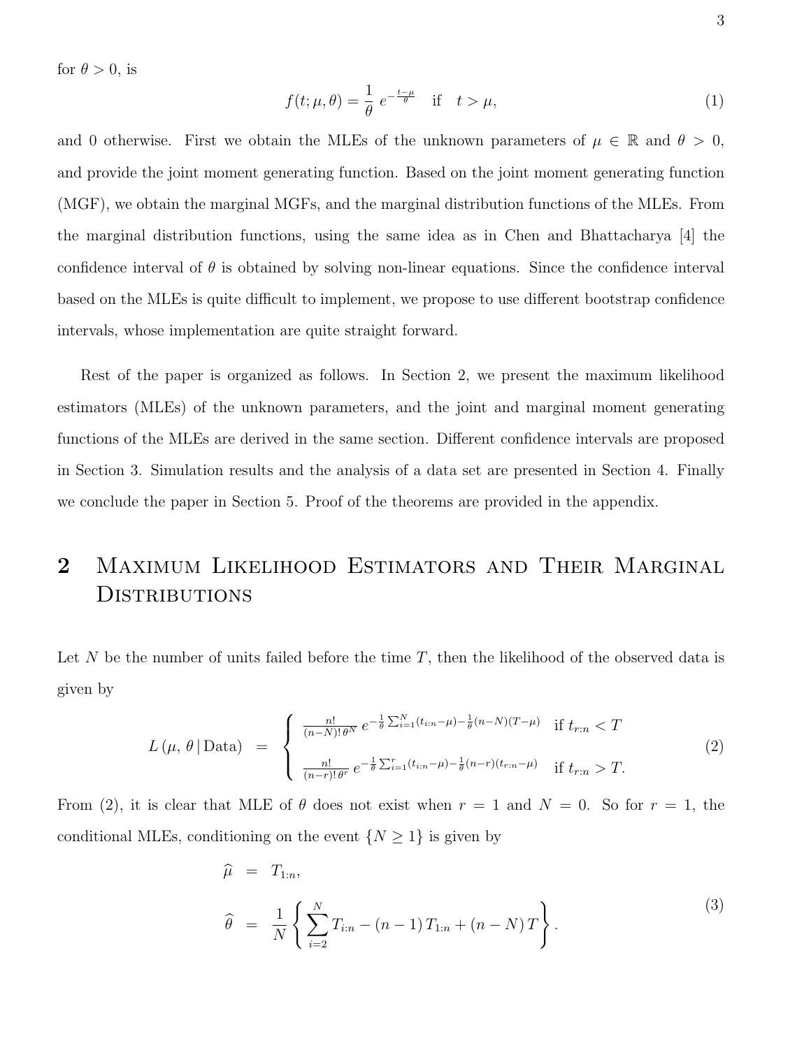for $\theta > 0$, is

$$f(t; \mu, \theta) = \frac{1}{\theta}\, e^{-\frac{t-\mu}{\theta}} \quad \text{if} \quad t > \mu, \tag{1}$$

and 0 otherwise. First we obtain the MLEs of the unknown parameters of $\mu \in \mathbb{R}$ and $\theta > 0$, and provide the joint moment generating function. Based on the joint moment generating function (MGF), we obtain the marginal MGFs, and the marginal distribution functions of the MLEs. From the marginal distribution functions, using the same idea as in Chen and Bhattacharya [4] the confidence interval of $\theta$ is obtained by solving non-linear equations. Since the confidence interval based on the MLEs is quite difficult to implement, we propose to use different bootstrap confidence intervals, whose implementation are quite straight forward.

Rest of the paper is organized as follows. In Section 2, we present the maximum likelihood estimators (MLEs) of the unknown parameters, and the joint and marginal moment generating functions of the MLEs are derived in the same section. Different confidence intervals are proposed in Section 3. Simulation results and the analysis of a data set are presented in Section 4. Finally we conclude the paper in Section 5. Proof of the theorems are provided in the appendix.

## 2 Maximum Likelihood Estimators and Their Marginal Distributions

Let $N$ be the number of units failed before the time $T$, then the likelihood of the observed data is given by

$$L(\mu, \theta \,|\, \text{Data}) = \begin{cases} \frac{n!}{(n-N)!\,\theta^N}\, e^{-\frac{1}{\theta}\sum_{i=1}^{N}(t_{i:n}-\mu) - \frac{1}{\theta}(n-N)(T-\mu)} & \text{if } t_{r:n} < T \\ \\ \frac{n!}{(n-r)!\,\theta^r}\, e^{-\frac{1}{\theta}\sum_{i=1}^{r}(t_{i:n}-\mu) - \frac{1}{\theta}(n-r)(t_{r:n}-\mu)} & \text{if } t_{r:n} > T. \end{cases} \tag{2}$$

From (2), it is clear that MLE of $\theta$ does not exist when $r = 1$ and $N = 0$. So for $r = 1$, the conditional MLEs, conditioning on the event $\{N \geq 1\}$ is given by

$$\begin{aligned} \widehat{\mu} &= T_{1:n}, \\ \widehat{\theta} &= \frac{1}{N}\left\{ \sum_{i=2}^{N} T_{i:n} - (n-1)\, T_{1:n} + (n-N)\, T \right\}. \end{aligned} \tag{3}$$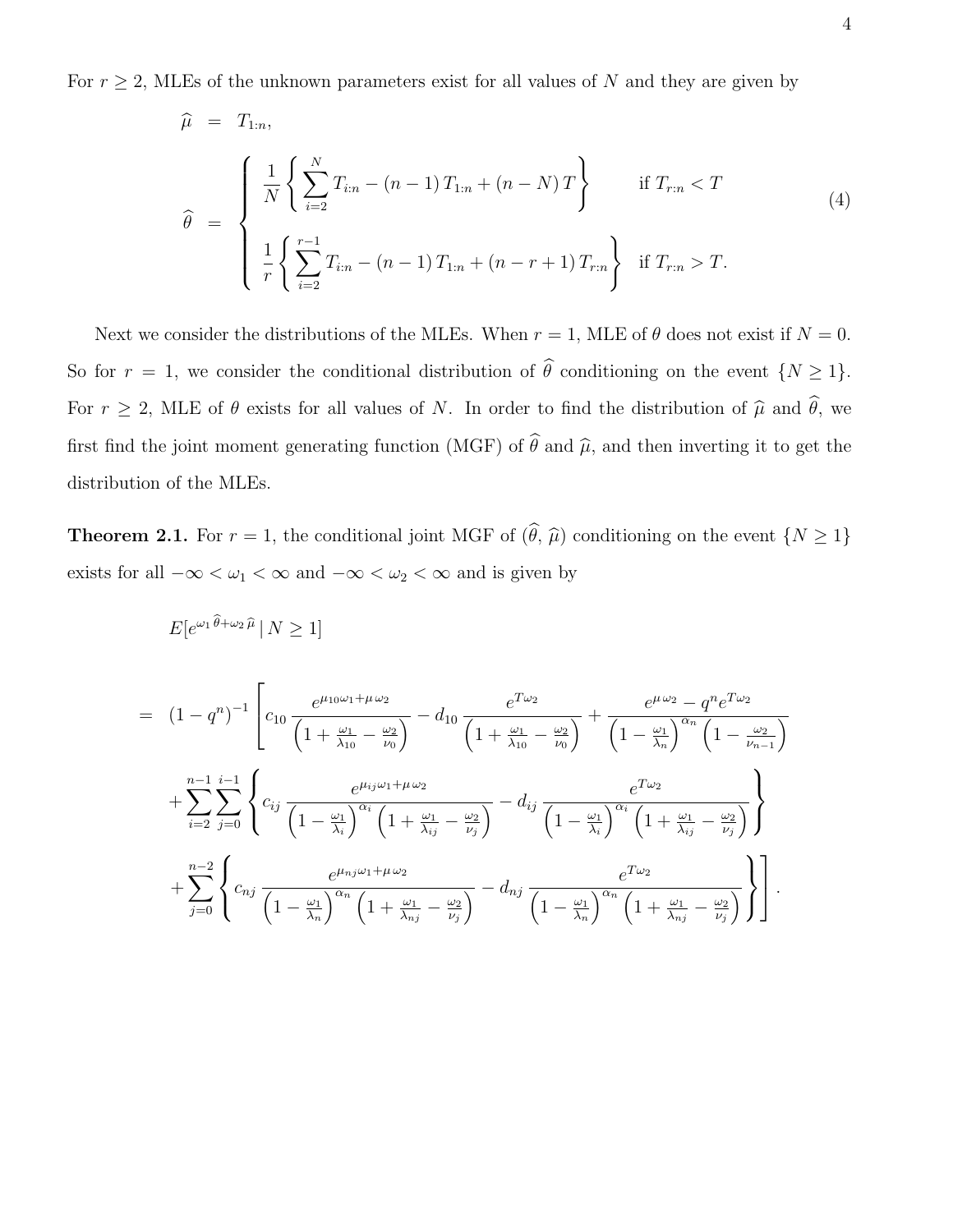For $r \geq 2$, MLEs of the unknown parameters exist for all values of $N$ and they are given by

$$
\begin{aligned}
\widehat{\mu} &= T_{1:n}, \\
\widehat{\theta} &= \begin{cases} \dfrac{1}{N}\left\{ \displaystyle\sum_{i=2}^{N} T_{i:n} - (n-1)\,T_{1:n} + (n-N)\,T \right\} & \text{if } T_{r:n} < T \\[2ex] \dfrac{1}{r}\left\{ \displaystyle\sum_{i=2}^{r-1} T_{i:n} - (n-1)\,T_{1:n} + (n-r+1)\,T_{r:n} \right\} & \text{if } T_{r:n} > T. \end{cases}
\end{aligned}
\tag{4}
$$

Next we consider the distributions of the MLEs. When $r = 1$, MLE of $\theta$ does not exist if $N = 0$. So for $r = 1$, we consider the conditional distribution of $\widehat{\theta}$ conditioning on the event $\{N \geq 1\}$. For $r \geq 2$, MLE of $\theta$ exists for all values of $N$. In order to find the distribution of $\widehat{\mu}$ and $\widehat{\theta}$, we first find the joint moment generating function (MGF) of $\widehat{\theta}$ and $\widehat{\mu}$, and then inverting it to get the distribution of the MLEs.

**Theorem 2.1.** For $r = 1$, the conditional joint MGF of $(\widehat{\theta}, \widehat{\mu})$ conditioning on the event $\{N \geq 1\}$ exists for all $-\infty < \omega_1 < \infty$ and $-\infty < \omega_2 < \infty$ and is given by

$$
\begin{aligned}
& E[e^{\omega_1 \widehat{\theta} + \omega_2 \widehat{\mu}} \,|\, N \geq 1] \\
&= (1-q^n)^{-1} \left[ c_{10} \frac{e^{\mu_{10}\omega_1 + \mu\,\omega_2}}{\left(1 + \frac{\omega_1}{\lambda_{10}} - \frac{\omega_2}{\nu_0}\right)} - d_{10} \frac{e^{T\omega_2}}{\left(1 + \frac{\omega_1}{\lambda_{10}} - \frac{\omega_2}{\nu_0}\right)} + \frac{e^{\mu\,\omega_2} - q^n e^{T\omega_2}}{\left(1 - \frac{\omega_1}{\lambda_n}\right)^{\alpha_n}\left(1 - \frac{\omega_2}{\nu_{n-1}}\right)} \right. \\
&\quad + \sum_{i=2}^{n-1}\sum_{j=0}^{i-1} \left\{ c_{ij} \frac{e^{\mu_{ij}\omega_1 + \mu\,\omega_2}}{\left(1 - \frac{\omega_1}{\lambda_i}\right)^{\alpha_i}\left(1 + \frac{\omega_1}{\lambda_{ij}} - \frac{\omega_2}{\nu_j}\right)} - d_{ij} \frac{e^{T\omega_2}}{\left(1 - \frac{\omega_1}{\lambda_i}\right)^{\alpha_i}\left(1 + \frac{\omega_1}{\lambda_{ij}} - \frac{\omega_2}{\nu_j}\right)} \right\} \\
&\quad \left. + \sum_{j=0}^{n-2} \left\{ c_{nj} \frac{e^{\mu_{nj}\omega_1 + \mu\,\omega_2}}{\left(1 - \frac{\omega_1}{\lambda_n}\right)^{\alpha_n}\left(1 + \frac{\omega_1}{\lambda_{nj}} - \frac{\omega_2}{\nu_j}\right)} - d_{nj} \frac{e^{T\omega_2}}{\left(1 - \frac{\omega_1}{\lambda_n}\right)^{\alpha_n}\left(1 + \frac{\omega_1}{\lambda_{nj}} - \frac{\omega_2}{\nu_j}\right)} \right\} \right].
\end{aligned}
$$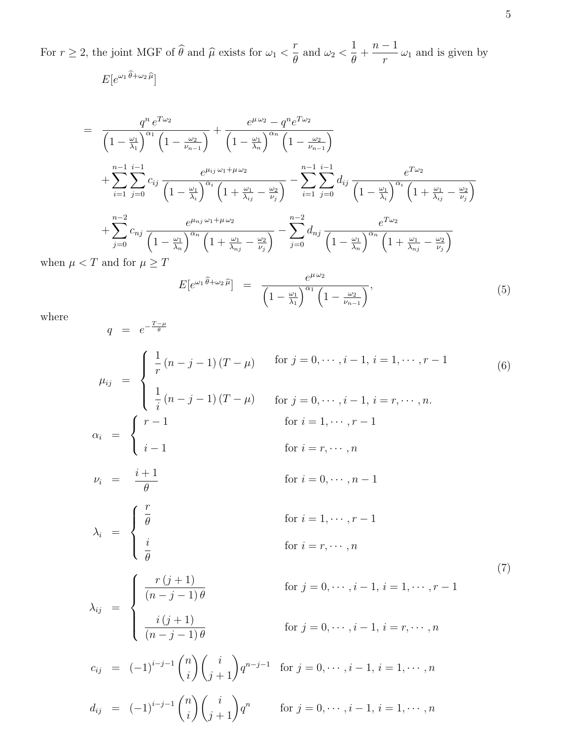For $r \geq 2$, the joint MGF of $\widehat{\theta}$ and $\widehat{\mu}$ exists for $\omega_1 < \dfrac{r}{\theta}$ and $\omega_2 < \dfrac{1}{\theta} + \dfrac{n-1}{r}\,\omega_1$ and is given by

$$
\begin{aligned}
& E[e^{\omega_1 \widehat{\theta} + \omega_2 \widehat{\mu}}] \\
= \;& \frac{q^n \, e^{T\omega_2}}{\left(1 - \frac{\omega_1}{\lambda_1}\right)^{\alpha_1} \left(1 - \frac{\omega_2}{\nu_{n-1}}\right)} + \frac{e^{\mu\,\omega_2} - q^n e^{T\omega_2}}{\left(1 - \frac{\omega_1}{\lambda_n}\right)^{\alpha_n} \left(1 - \frac{\omega_2}{\nu_{n-1}}\right)} \\
& + \sum_{i=1}^{n-1} \sum_{j=0}^{i-1} c_{ij} \, \frac{e^{\mu_{ij}\,\omega_1 + \mu\,\omega_2}}{\left(1 - \frac{\omega_1}{\lambda_i}\right)^{\alpha_i} \left(1 + \frac{\omega_1}{\lambda_{ij}} - \frac{\omega_2}{\nu_j}\right)} - \sum_{i=1}^{n-1} \sum_{j=0}^{i-1} d_{ij} \, \frac{e^{T\omega_2}}{\left(1 - \frac{\omega_1}{\lambda_i}\right)^{\alpha_i} \left(1 + \frac{\omega_1}{\lambda_{ij}} - \frac{\omega_2}{\nu_j}\right)} \\
& + \sum_{j=0}^{n-2} c_{nj} \, \frac{e^{\mu_{nj}\,\omega_1 + \mu\,\omega_2}}{\left(1 - \frac{\omega_1}{\lambda_n}\right)^{\alpha_n} \left(1 + \frac{\omega_1}{\lambda_{nj}} - \frac{\omega_2}{\nu_j}\right)} - \sum_{j=0}^{n-2} d_{nj} \, \frac{e^{T\omega_2}}{\left(1 - \frac{\omega_1}{\lambda_n}\right)^{\alpha_n} \left(1 + \frac{\omega_1}{\lambda_{nj}} - \frac{\omega_2}{\nu_j}\right)}
\end{aligned}
$$

when $\mu < T$ and for $\mu \geq T$

$$
E[e^{\omega_1 \widehat{\theta} + \omega_2 \widehat{\mu}}] = \frac{e^{\mu\,\omega_2}}{\left(1 - \frac{\omega_1}{\lambda_1}\right)^{\alpha_1} \left(1 - \frac{\omega_2}{\nu_{n-1}}\right)}, \tag{5}
$$

where

$$
q = e^{-\frac{T-\mu}{\theta}}
$$

$$
\mu_{ij} = \begin{cases} \dfrac{1}{r}\,(n-j-1)\,(T-\mu) & \text{for } j = 0, \cdots, i-1,\; i = 1, \cdots, r-1 \\[2ex] \dfrac{1}{i}\,(n-j-1)\,(T-\mu) & \text{for } j = 0, \cdots, i-1,\; i = r, \cdots, n. \end{cases} \tag{6}
$$

$$
\begin{aligned}
\alpha_i &= \begin{cases} r-1 & \text{for } i = 1, \cdots, r-1 \\ i-1 & \text{for } i = r, \cdots, n \end{cases} \\[1ex]
\nu_i &= \frac{i+1}{\theta} \qquad \text{for } i = 0, \cdots, n-1 \\[1ex]
\lambda_i &= \begin{cases} \dfrac{r}{\theta} & \text{for } i = 1, \cdots, r-1 \\[2ex] \dfrac{i}{\theta} & \text{for } i = r, \cdots, n \end{cases} \\[1ex]
\lambda_{ij} &= \begin{cases} \dfrac{r\,(j+1)}{(n-j-1)\,\theta} & \text{for } j = 0, \cdots, i-1,\; i = 1, \cdots, r-1 \\[2ex] \dfrac{i\,(j+1)}{(n-j-1)\,\theta} & \text{for } j = 0, \cdots, i-1,\; i = r, \cdots, n \end{cases} \\[1ex]
c_{ij} &= (-1)^{i-j-1} \binom{n}{i} \binom{i}{j+1} q^{n-j-1} \quad \text{for } j = 0, \cdots, i-1,\; i = 1, \cdots, n \\[1ex]
d_{ij} &= (-1)^{i-j-1} \binom{n}{i} \binom{i}{j+1} q^{n} \quad \text{for } j = 0, \cdots, i-1,\; i = 1, \cdots, n
\end{aligned} \tag{7}
$$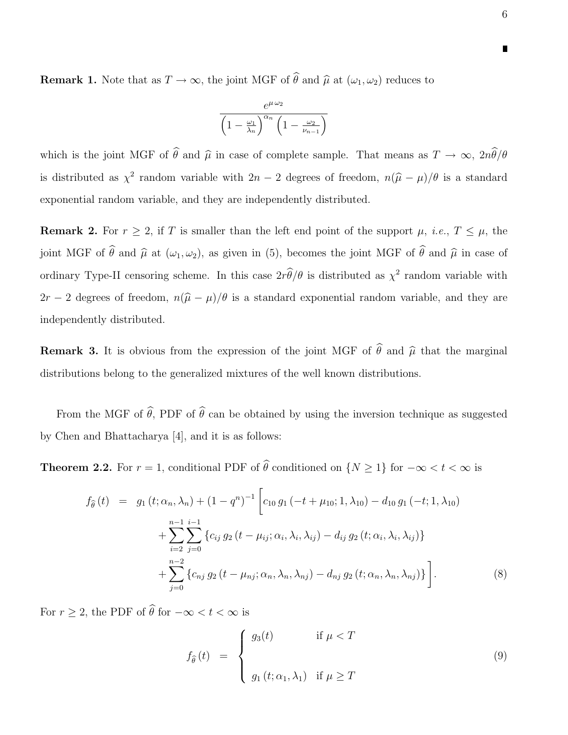∎

**Remark 1.** Note that as $T \to \infty$, the joint MGF of $\widehat{\theta}$ and $\widehat{\mu}$ at $(\omega_1, \omega_2)$ reduces to

$$\frac{e^{\mu\,\omega_2}}{\left(1 - \frac{\omega_1}{\lambda_n}\right)^{\alpha_n}\left(1 - \frac{\omega_2}{\nu_{n-1}}\right)}$$

which is the joint MGF of $\widehat{\theta}$ and $\widehat{\mu}$ in case of complete sample. That means as $T \to \infty$, $2n\widehat{\theta}/\theta$ is distributed as $\chi^2$ random variable with $2n-2$ degrees of freedom, $n(\widehat{\mu} - \mu)/\theta$ is a standard exponential random variable, and they are independently distributed.

**Remark 2.** For $r \geq 2$, if $T$ is smaller than the left end point of the support $\mu$, *i.e.*, $T \leq \mu$, the joint MGF of $\widehat{\theta}$ and $\widehat{\mu}$ at $(\omega_1, \omega_2)$, as given in (5), becomes the joint MGF of $\widehat{\theta}$ and $\widehat{\mu}$ in case of ordinary Type-II censoring scheme. In this case $2r\widehat{\theta}/\theta$ is distributed as $\chi^2$ random variable with $2r-2$ degrees of freedom, $n(\widehat{\mu} - \mu)/\theta$ is a standard exponential random variable, and they are independently distributed.

**Remark 3.** It is obvious from the expression of the joint MGF of $\widehat{\theta}$ and $\widehat{\mu}$ that the marginal distributions belong to the generalized mixtures of the well known distributions.

From the MGF of $\widehat{\theta}$, PDF of $\widehat{\theta}$ can be obtained by using the inversion technique as suggested by Chen and Bhattacharya [4], and it is as follows:

**Theorem 2.2.** For $r = 1$, conditional PDF of $\widehat{\theta}$ conditioned on $\{N \geq 1\}$ for $-\infty < t < \infty$ is

$$\begin{aligned} f_{\widehat{\theta}}(t) \;=\; & g_1(t; \alpha_n, \lambda_n) + (1-q^n)^{-1}\Bigg[c_{10}\, g_1(-t + \mu_{10}; 1, \lambda_{10}) - d_{10}\, g_1(-t; 1, \lambda_{10}) \\ & + \sum_{i=2}^{n-1}\sum_{j=0}^{i-1}\left\{c_{ij}\, g_2(t - \mu_{ij}; \alpha_i, \lambda_i, \lambda_{ij}) - d_{ij}\, g_2(t; \alpha_i, \lambda_i, \lambda_{ij})\right\} \\ & + \sum_{j=0}^{n-2}\left\{c_{nj}\, g_2(t - \mu_{nj}; \alpha_n, \lambda_n, \lambda_{nj}) - d_{nj}\, g_2(t; \alpha_n, \lambda_n, \lambda_{nj})\right\}\Bigg]. \end{aligned} \tag{8}$$

For $r \geq 2$, the PDF of $\widehat{\theta}$ for $-\infty < t < \infty$ is

$$f_{\widehat{\theta}}(t) \;=\; \begin{cases} g_3(t) & \text{if } \mu < T \\ \\ g_1(t; \alpha_1, \lambda_1) & \text{if } \mu \geq T \end{cases} \tag{9}$$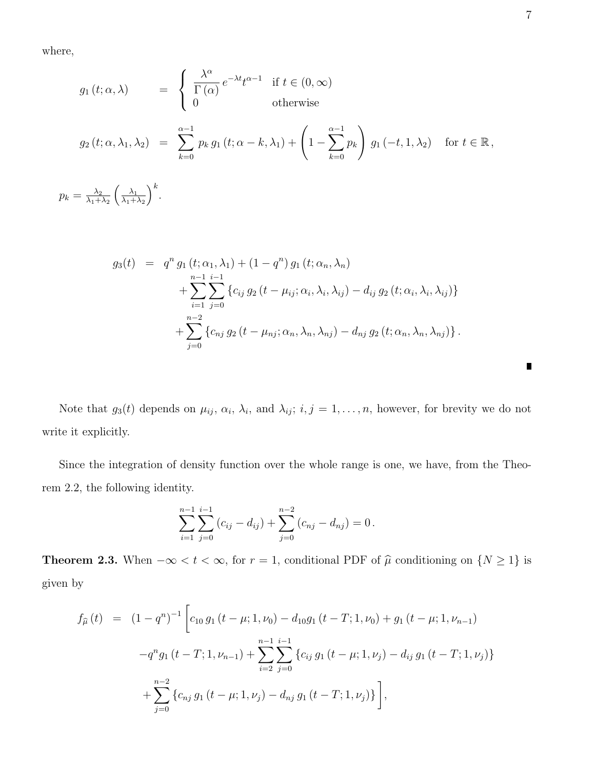where,

$$
\begin{aligned}
g_1(t;\alpha,\lambda) &= \begin{cases} \dfrac{\lambda^{\alpha}}{\Gamma(\alpha)}\, e^{-\lambda t} t^{\alpha-1} & \text{if } t \in (0,\infty) \\ 0 & \text{otherwise} \end{cases} \\
g_2(t;\alpha,\lambda_1,\lambda_2) &= \sum_{k=0}^{\alpha-1} p_k\, g_1(t;\alpha-k,\lambda_1) + \left(1 - \sum_{k=0}^{\alpha-1} p_k\right) g_1(-t,1,\lambda_2) \quad \text{for } t \in \mathbb{R},
\end{aligned}
$$

$p_k = \frac{\lambda_2}{\lambda_1+\lambda_2}\left(\frac{\lambda_1}{\lambda_1+\lambda_2}\right)^k$.

$$
\begin{aligned}
g_3(t) &= q^n\, g_1(t;\alpha_1,\lambda_1) + (1-q^n)\, g_1(t;\alpha_n,\lambda_n) \\
&\quad + \sum_{i=1}^{n-1}\sum_{j=0}^{i-1} \left\{ c_{ij}\, g_2(t-\mu_{ij};\alpha_i,\lambda_i,\lambda_{ij}) - d_{ij}\, g_2(t;\alpha_i,\lambda_i,\lambda_{ij}) \right\} \\
&\quad + \sum_{j=0}^{n-2} \left\{ c_{nj}\, g_2(t-\mu_{nj};\alpha_n,\lambda_n,\lambda_{nj}) - d_{nj}\, g_2(t;\alpha_n,\lambda_n,\lambda_{nj}) \right\}.
\end{aligned}
$$

■

Note that $g_3(t)$ depends on $\mu_{ij}$, $\alpha_i$, $\lambda_i$, and $\lambda_{ij}$; $i,j = 1,\ldots,n$, however, for brevity we do not write it explicitly.

Since the integration of density function over the whole range is one, we have, from the Theorem 2.2, the following identity.

$$
\sum_{i=1}^{n-1}\sum_{j=0}^{i-1} (c_{ij} - d_{ij}) + \sum_{j=0}^{n-2} (c_{nj} - d_{nj}) = 0.
$$

**Theorem 2.3.** When $-\infty < t < \infty$, for $r = 1$, conditional PDF of $\widehat{\mu}$ conditioning on $\{N \geq 1\}$ is given by

$$
\begin{aligned}
f_{\widehat{\mu}}(t) &= (1-q^n)^{-1} \Bigg[ c_{10}\, g_1(t-\mu;1,\nu_0) - d_{10} g_1(t-T;1,\nu_0) + g_1(t-\mu;1,\nu_{n-1}) \\
&\quad - q^n g_1(t-T;1,\nu_{n-1}) + \sum_{i=2}^{n-1}\sum_{j=0}^{i-1} \left\{ c_{ij}\, g_1(t-\mu;1,\nu_j) - d_{ij}\, g_1(t-T;1,\nu_j) \right\} \\
&\quad + \sum_{j=0}^{n-2} \left\{ c_{nj}\, g_1(t-\mu;1,\nu_j) - d_{nj}\, g_1(t-T;1,\nu_j) \right\} \Bigg],
\end{aligned}
$$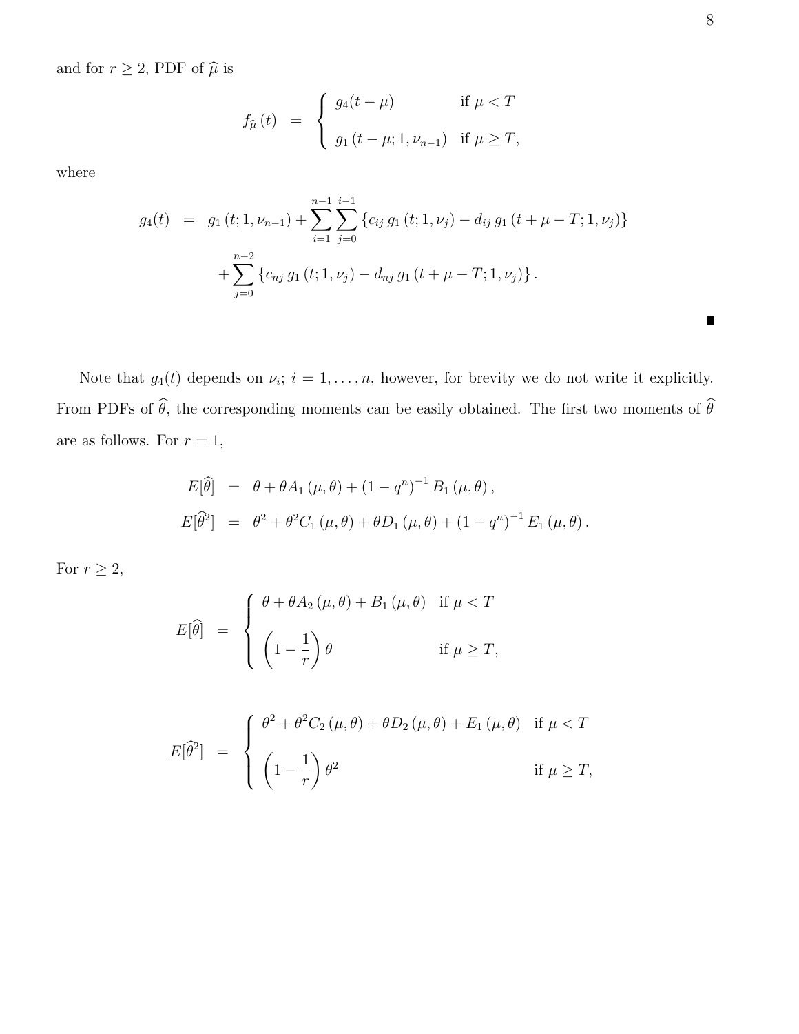and for $r \geq 2$, PDF of $\widehat{\mu}$ is

$$
f_{\widehat{\mu}}(t) = \begin{cases} g_4(t-\mu) & \text{if } \mu < T \\ g_1(t-\mu; 1, \nu_{n-1}) & \text{if } \mu \geq T, \end{cases}
$$

where

$$
\begin{aligned}
g_4(t) &= g_1(t; 1, \nu_{n-1}) + \sum_{i=1}^{n-1} \sum_{j=0}^{i-1} \left\{ c_{ij}\, g_1(t; 1, \nu_j) - d_{ij}\, g_1(t+\mu-T; 1, \nu_j) \right\} \\
&\quad + \sum_{j=0}^{n-2} \left\{ c_{nj}\, g_1(t; 1, \nu_j) - d_{nj}\, g_1(t+\mu-T; 1, \nu_j) \right\}.
\end{aligned}
$$

∎

Note that $g_4(t)$ depends on $\nu_i$; $i = 1, \ldots, n$, however, for brevity we do not write it explicitly. From PDFs of $\widehat{\theta}$, the corresponding moments can be easily obtained. The first two moments of $\widehat{\theta}$ are as follows. For $r = 1$,

$$
\begin{aligned}
E[\widehat{\theta}] &= \theta + \theta A_1(\mu, \theta) + (1-q^n)^{-1} B_1(\mu, \theta), \\
E[\widehat{\theta}^2] &= \theta^2 + \theta^2 C_1(\mu, \theta) + \theta D_1(\mu, \theta) + (1-q^n)^{-1} E_1(\mu, \theta).
\end{aligned}
$$

For $r \geq 2$,

$$
E[\widehat{\theta}] = \begin{cases} \theta + \theta A_2(\mu, \theta) + B_1(\mu, \theta) & \text{if } \mu < T \\ \left(1 - \dfrac{1}{r}\right)\theta & \text{if } \mu \geq T, \end{cases}
$$

$$
E[\widehat{\theta}^2] = \begin{cases} \theta^2 + \theta^2 C_2(\mu, \theta) + \theta D_2(\mu, \theta) + E_1(\mu, \theta) & \text{if } \mu < T \\ \left(1 - \dfrac{1}{r}\right)\theta^2 & \text{if } \mu \geq T, \end{cases}
$$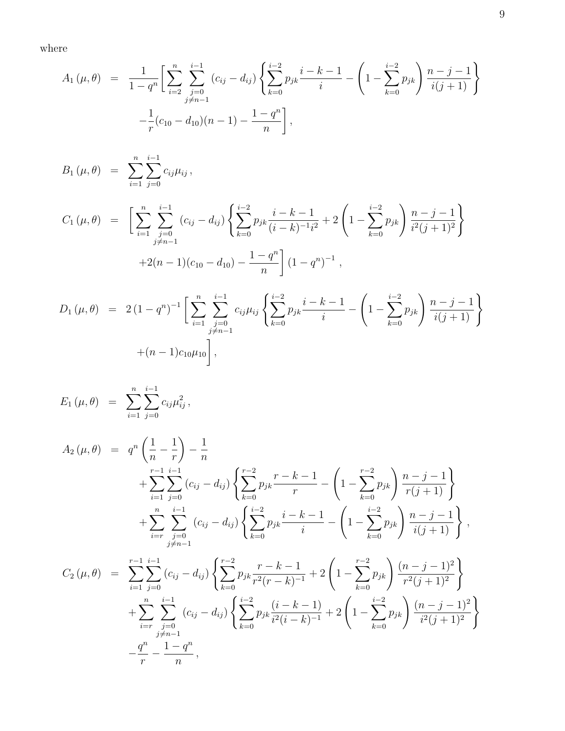where

$$
\begin{aligned}
A_1(\mu,\theta) &= \frac{1}{1-q^n}\Bigg[\sum_{i=2}^{n}\sum_{\substack{j=0\\ j\neq n-1}}^{i-1}(c_{ij}-d_{ij})\left\{\sum_{k=0}^{i-2}p_{jk}\frac{i-k-1}{i}-\left(1-\sum_{k=0}^{i-2}p_{jk}\right)\frac{n-j-1}{i(j+1)}\right\}\\
&\quad -\frac{1}{r}(c_{10}-d_{10})(n-1)-\frac{1-q^n}{n}\Bigg],
\end{aligned}
$$

$$
B_1(\mu,\theta) = \sum_{i=1}^{n}\sum_{j=0}^{i-1}c_{ij}\mu_{ij}\,,
$$

$$
\begin{aligned}
C_1(\mu,\theta) &= \Bigg[\sum_{i=1}^{n}\sum_{\substack{j=0\\ j\neq n-1}}^{i-1}(c_{ij}-d_{ij})\left\{\sum_{k=0}^{i-2}p_{jk}\frac{i-k-1}{(i-k)^{-1}i^2}+2\left(1-\sum_{k=0}^{i-2}p_{jk}\right)\frac{n-j-1}{i^2(j+1)^2}\right\}\\
&\quad +2(n-1)(c_{10}-d_{10})-\frac{1-q^n}{n}\Bigg](1-q^n)^{-1}\,,
\end{aligned}
$$

$$
\begin{aligned}
D_1(\mu,\theta) &= 2(1-q^n)^{-1}\Bigg[\sum_{i=1}^{n}\sum_{\substack{j=0\\ j\neq n-1}}^{i-1}c_{ij}\mu_{ij}\left\{\sum_{k=0}^{i-2}p_{jk}\frac{i-k-1}{i}-\left(1-\sum_{k=0}^{i-2}p_{jk}\right)\frac{n-j-1}{i(j+1)}\right\}\\
&\quad +(n-1)c_{10}\mu_{10}\Bigg],
\end{aligned}
$$

$$
E_1(\mu,\theta) = \sum_{i=1}^{n}\sum_{j=0}^{i-1}c_{ij}\mu_{ij}^2\,,
$$

$$
\begin{aligned}
A_2(\mu,\theta) &= q^n\left(\frac{1}{n}-\frac{1}{r}\right)-\frac{1}{n}\\
&\quad +\sum_{i=1}^{r-1}\sum_{j=0}^{i-1}(c_{ij}-d_{ij})\left\{\sum_{k=0}^{r-2}p_{jk}\frac{r-k-1}{r}-\left(1-\sum_{k=0}^{r-2}p_{jk}\right)\frac{n-j-1}{r(j+1)}\right\}\\
&\quad +\sum_{i=r}^{n}\sum_{\substack{j=0\\ j\neq n-1}}^{i-1}(c_{ij}-d_{ij})\left\{\sum_{k=0}^{i-2}p_{jk}\frac{i-k-1}{i}-\left(1-\sum_{k=0}^{i-2}p_{jk}\right)\frac{n-j-1}{i(j+1)}\right\},
\end{aligned}
$$

$$
\begin{aligned}
C_2(\mu,\theta) &= \sum_{i=1}^{r-1}\sum_{j=0}^{i-1}(c_{ij}-d_{ij})\left\{\sum_{k=0}^{r-2}p_{jk}\frac{r-k-1}{r^2(r-k)^{-1}}+2\left(1-\sum_{k=0}^{r-2}p_{jk}\right)\frac{(n-j-1)^2}{r^2(j+1)^2}\right\}\\
&\quad +\sum_{i=r}^{n}\sum_{\substack{j=0\\ j\neq n-1}}^{i-1}(c_{ij}-d_{ij})\left\{\sum_{k=0}^{i-2}p_{jk}\frac{(i-k-1)}{i^2(i-k)^{-1}}+2\left(1-\sum_{k=0}^{i-2}p_{jk}\right)\frac{(n-j-1)^2}{i^2(j+1)^2}\right\}\\
&\quad -\frac{q^n}{r}-\frac{1-q^n}{n}\,,
\end{aligned}
$$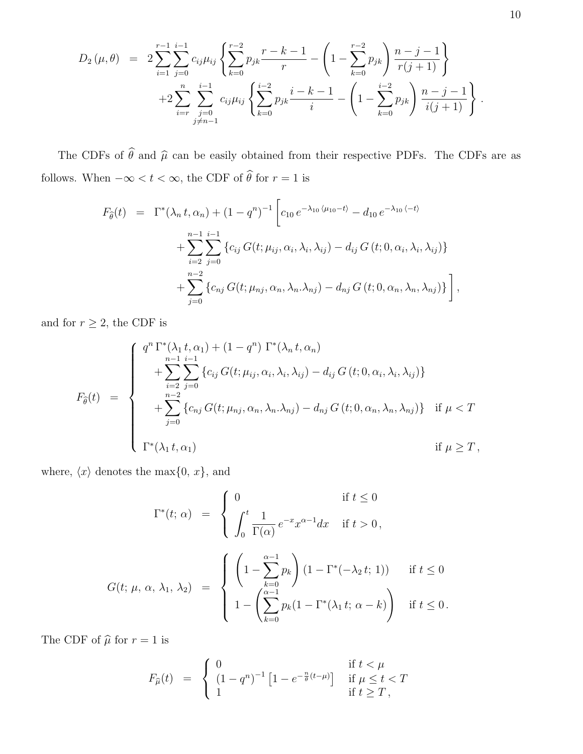$$
\begin{aligned}
D_2(\mu,\theta) &= 2\sum_{i=1}^{r-1}\sum_{j=0}^{i-1} c_{ij}\mu_{ij}\left\{\sum_{k=0}^{r-2} p_{jk}\frac{r-k-1}{r} - \left(1-\sum_{k=0}^{r-2} p_{jk}\right)\frac{n-j-1}{r(j+1)}\right\} \\
&\quad +2\sum_{i=r}^{n}\sum_{\substack{j=0\\ j\neq n-1}}^{i-1} c_{ij}\mu_{ij}\left\{\sum_{k=0}^{i-2} p_{jk}\frac{i-k-1}{i} - \left(1-\sum_{k=0}^{i-2} p_{jk}\right)\frac{n-j-1}{i(j+1)}\right\}.
\end{aligned}
$$

The CDFs of $\widehat{\theta}$ and $\widehat{\mu}$ can be easily obtained from their respective PDFs. The CDFs are as follows. When $-\infty < t < \infty$, the CDF of $\widehat{\theta}$ for $r = 1$ is

$$
\begin{aligned}
F_{\widehat{\theta}}(t) &= \Gamma^*(\lambda_n\, t, \alpha_n) + (1-q^n)^{-1}\Bigg[c_{10}\, e^{-\lambda_{10}\,\langle \mu_{10}-t\rangle} - d_{10}\, e^{-\lambda_{10}\,\langle -t\rangle} \\
&\quad + \sum_{i=2}^{n-1}\sum_{j=0}^{i-1}\left\{c_{ij}\, G(t;\mu_{ij},\alpha_i,\lambda_i,\lambda_{ij}) - d_{ij}\, G\left(t;0,\alpha_i,\lambda_i,\lambda_{ij}\right)\right\} \\
&\quad + \sum_{j=0}^{n-2}\left\{c_{nj}\, G(t;\mu_{nj},\alpha_n,\lambda_n.\lambda_{nj}) - d_{nj}\, G\left(t;0,\alpha_n,\lambda_n,\lambda_{nj}\right)\right\}\Bigg],
\end{aligned}
$$

and for $r \geq 2$, the CDF is

$$
F_{\widehat{\theta}}(t) = \begin{cases}
q^n\,\Gamma^*(\lambda_1\, t, \alpha_1) + (1-q^n)\;\Gamma^*(\lambda_n\, t, \alpha_n) \\
\quad + \displaystyle\sum_{i=2}^{n-1}\sum_{j=0}^{i-1}\left\{c_{ij}\, G(t;\mu_{ij},\alpha_i,\lambda_i,\lambda_{ij}) - d_{ij}\, G\left(t;0,\alpha_i,\lambda_i,\lambda_{ij}\right)\right\} \\
\quad + \displaystyle\sum_{j=0}^{n-2}\left\{c_{nj}\, G(t;\mu_{nj},\alpha_n,\lambda_n.\lambda_{nj}) - d_{nj}\, G\left(t;0,\alpha_n,\lambda_n,\lambda_{nj}\right)\right\} & \text{if } \mu < T \\
\\
\Gamma^*(\lambda_1\, t, \alpha_1) & \text{if } \mu \geq T\,,
\end{cases}
$$

where, $\langle x\rangle$ denotes the $\max\{0,\, x\}$, and

$$
\Gamma^*(t;\,\alpha) = \begin{cases}
0 & \text{if } t \leq 0 \\
\displaystyle\int_0^t \frac{1}{\Gamma(\alpha)}\, e^{-x} x^{\alpha-1} dx & \text{if } t > 0\,,
\end{cases}
$$

$$
G(t;\,\mu,\,\alpha,\,\lambda_1,\,\lambda_2) = \begin{cases}
\left(1-\displaystyle\sum_{k=0}^{\alpha-1} p_k\right)\left(1-\Gamma^*(-\lambda_2\, t;\,1)\right) & \text{if } t \leq 0 \\
1-\left(\displaystyle\sum_{k=0}^{\alpha-1} p_k (1-\Gamma^*(\lambda_1\, t;\,\alpha-k)\right) & \text{if } t \leq 0\,.
\end{cases}
$$

The CDF of $\widehat{\mu}$ for $r = 1$ is

$$
F_{\widehat{\mu}}(t) = \begin{cases}
0 & \text{if } t < \mu \\
(1-q^n)^{-1}\left[1-e^{-\frac{n}{\theta}(t-\mu)}\right] & \text{if } \mu \leq t < T \\
1 & \text{if } t \geq T\,,
\end{cases}
$$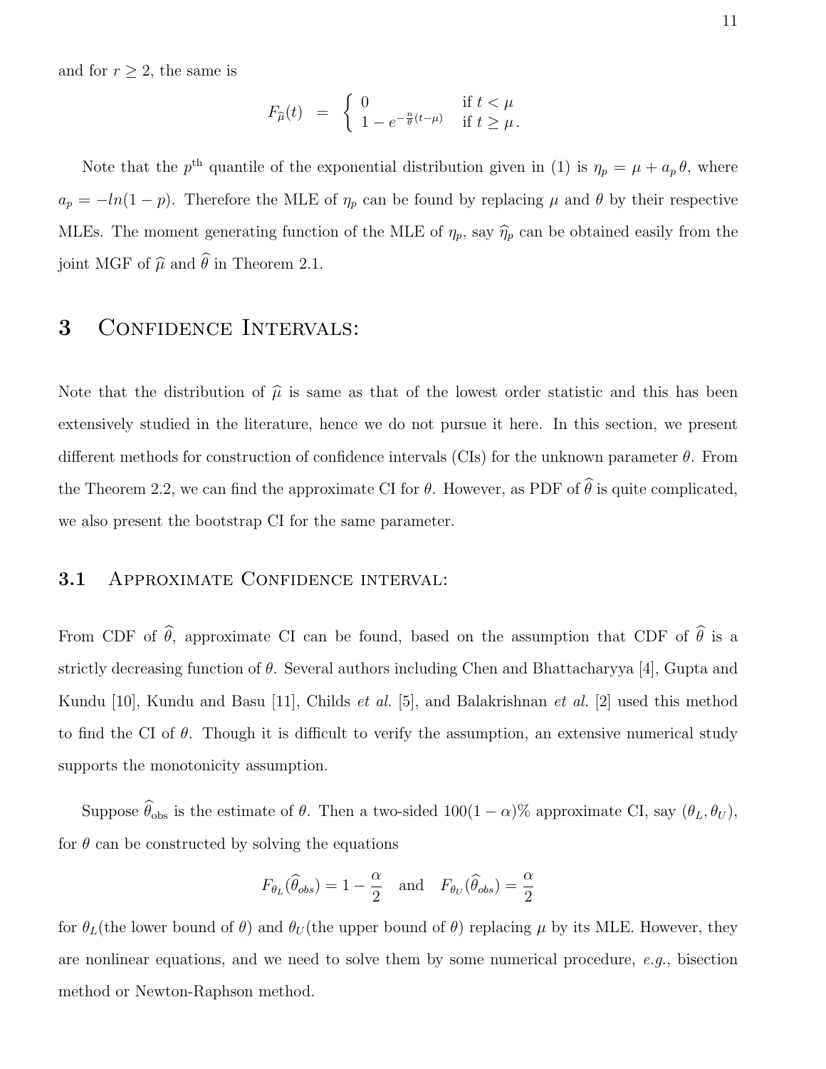and for $r \geq 2$, the same is

$$F_{\widehat{\mu}}(t) \;=\; \begin{cases} 0 & \text{if } t < \mu \\ 1 - e^{-\frac{n}{\theta}(t-\mu)} & \text{if } t \geq \mu\,. \end{cases}$$

Note that the $p^{\text{th}}$ quantile of the exponential distribution given in (1) is $\eta_p = \mu + a_p\,\theta$, where $a_p = -ln(1-p)$. Therefore the MLE of $\eta_p$ can be found by replacing $\mu$ and $\theta$ by their respective MLEs. The moment generating function of the MLE of $\eta_p$, say $\widehat{\eta}_p$ can be obtained easily from the joint MGF of $\widehat{\mu}$ and $\widehat{\theta}$ in Theorem 2.1.

# 3 Confidence Intervals:

Note that the distribution of $\widehat{\mu}$ is same as that of the lowest order statistic and this has been extensively studied in the literature, hence we do not pursue it here. In this section, we present different methods for construction of confidence intervals (CIs) for the unknown parameter $\theta$. From the Theorem 2.2, we can find the approximate CI for $\theta$. However, as PDF of $\widehat{\theta}$ is quite complicated, we also present the bootstrap CI for the same parameter.

## 3.1 Approximate Confidence interval:

From CDF of $\widehat{\theta}$, approximate CI can be found, based on the assumption that CDF of $\widehat{\theta}$ is a strictly decreasing function of $\theta$. Several authors including Chen and Bhattacharyya [4], Gupta and Kundu [10], Kundu and Basu [11], Childs *et al.* [5], and Balakrishnan *et al.* [2] used this method to find the CI of $\theta$. Though it is difficult to verify the assumption, an extensive numerical study supports the monotonicity assumption.

Suppose $\widehat{\theta}_{\text{obs}}$ is the estimate of $\theta$. Then a two-sided $100(1-\alpha)\%$ approximate CI, say $(\theta_L, \theta_U)$, for $\theta$ can be constructed by solving the equations

$$F_{\theta_L}(\widehat{\theta}_{obs}) = 1 - \frac{\alpha}{2} \quad \text{and} \quad F_{\theta_U}(\widehat{\theta}_{obs}) = \frac{\alpha}{2}$$

for $\theta_L$(the lower bound of $\theta$) and $\theta_U$(the upper bound of $\theta$) replacing $\mu$ by its MLE. However, they are nonlinear equations, and we need to solve them by some numerical procedure, *e.g.*, bisection method or Newton-Raphson method.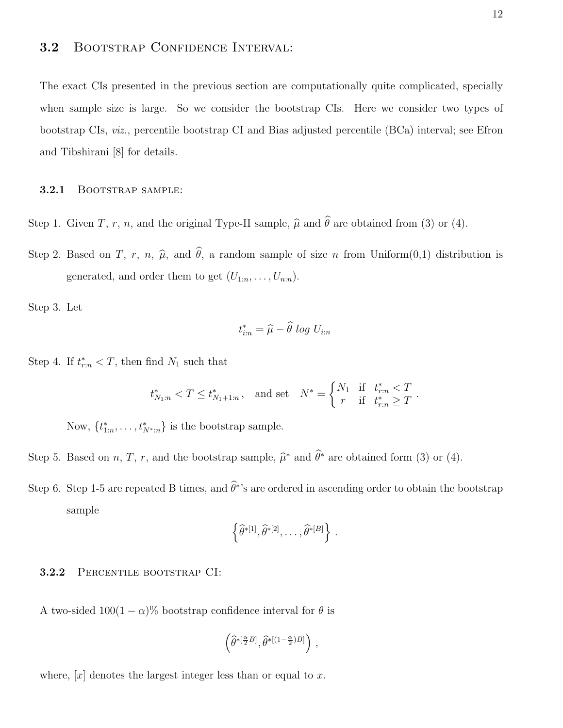## 3.2 Bootstrap Confidence Interval:

The exact CIs presented in the previous section are computationally quite complicated, specially when sample size is large. So we consider the bootstrap CIs. Here we consider two types of bootstrap CIs, *viz.*, percentile bootstrap CI and Bias adjusted percentile (BCa) interval; see Efron and Tibshirani [8] for details.

### 3.2.1 Bootstrap sample:

Step 1. Given $T$, $r$, $n$, and the original Type-II sample, $\widehat{\mu}$ and $\widehat{\theta}$ are obtained from (3) or (4).

Step 2. Based on $T$, $r$, $n$, $\widehat{\mu}$, and $\widehat{\theta}$, a random sample of size $n$ from Uniform(0,1) distribution is generated, and order them to get $(U_{1:n}, \ldots, U_{n:n})$.

Step 3. Let

$$t^*_{i:n} = \widehat{\mu} - \widehat{\theta} \; log \; U_{i:n}$$

Step 4. If $t^*_{r:n} < T$, then find $N_1$ such that

$$t^*_{N_1:n} < T \leq t^*_{N_1+1:n}\,, \quad \text{and set} \quad N^* = \begin{cases} N_1 & \text{if} \quad t^*_{r:n} < T \\ r & \text{if} \quad t^*_{r:n} \geq T \end{cases}.$$

Now, $\{t^*_{1:n}, \ldots, t^*_{N^*:n}\}$ is the bootstrap sample.

Step 5. Based on $n$, $T$, $r$, and the bootstrap sample, $\widehat{\mu}^*$ and $\widehat{\theta}^*$ are obtained form (3) or (4).

Step 6. Step 1-5 are repeated B times, and $\widehat{\theta}^*$'s are ordered in ascending order to obtain the bootstrap sample

$$\left\{\widehat{\theta}^{*[1]}, \widehat{\theta}^{*[2]}, \ldots, \widehat{\theta}^{*[B]}\right\}.$$

### 3.2.2 Percentile bootstrap CI:

A two-sided $100(1-\alpha)\%$ bootstrap confidence interval for $\theta$ is

$$\left(\widehat{\theta}^{*[\frac{\alpha}{2}B]}, \widehat{\theta}^{*[(1-\frac{\alpha}{2})B]}\right),$$

where, $[x]$ denotes the largest integer less than or equal to $x$.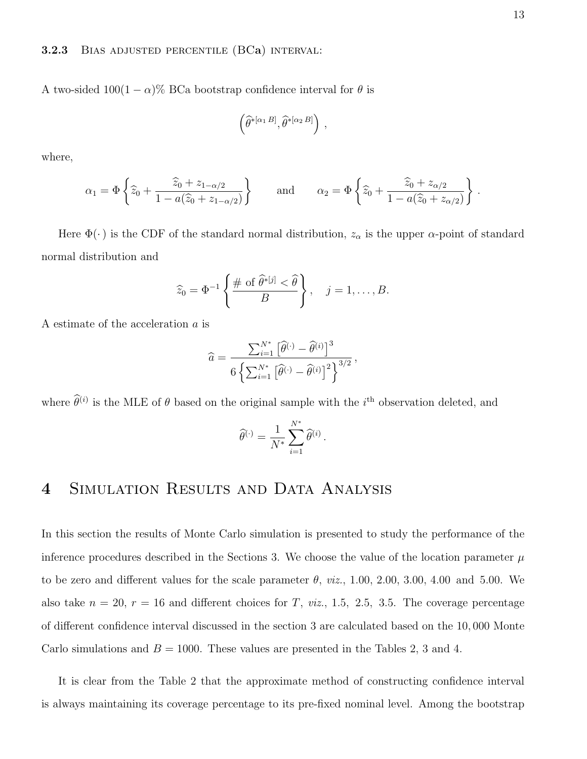### 3.2.3 Bias adjusted percentile (BCa) interval:

A two-sided $100(1-\alpha)\%$ BCa bootstrap confidence interval for $\theta$ is

$$\left(\widehat{\theta}^{*[\alpha_1 B]}, \widehat{\theta}^{*[\alpha_2 B]}\right),$$

where,

$$\alpha_1 = \Phi\left\{\widehat{z}_0 + \frac{\widehat{z}_0 + z_{1-\alpha/2}}{1 - a(\widehat{z}_0 + z_{1-\alpha/2})}\right\} \qquad \text{and} \qquad \alpha_2 = \Phi\left\{\widehat{z}_0 + \frac{\widehat{z}_0 + z_{\alpha/2}}{1 - a(\widehat{z}_0 + z_{\alpha/2})}\right\}.$$

Here $\Phi(\cdot)$ is the CDF of the standard normal distribution, $z_\alpha$ is the upper $\alpha$-point of standard normal distribution and

$$\widehat{z}_0 = \Phi^{-1}\left\{\frac{\#\text{ of } \widehat{\theta}^{*[j]} < \widehat{\theta}}{B}\right\}, \quad j = 1, \ldots, B.$$

A estimate of the acceleration $a$ is

$$\widehat{a} = \frac{\sum_{i=1}^{N^*}\left[\widehat{\theta}^{(\cdot)} - \widehat{\theta}^{(i)}\right]^3}{6\left\{\sum_{i=1}^{N^*}\left[\widehat{\theta}^{(\cdot)} - \widehat{\theta}^{(i)}\right]^2\right\}^{3/2}},$$

where $\widehat{\theta}^{(i)}$ is the MLE of $\theta$ based on the original sample with the $i^{\text{th}}$ observation deleted, and

$$\widehat{\theta}^{(\cdot)} = \frac{1}{N^*}\sum_{i=1}^{N^*}\widehat{\theta}^{(i)}.$$

# 4 Simulation Results and Data Analysis

In this section the results of Monte Carlo simulation is presented to study the performance of the inference procedures described in the Sections 3. We choose the value of the location parameter $\mu$ to be zero and different values for the scale parameter $\theta$, *viz.*, 1.00, 2.00, 3.00, 4.00 and 5.00. We also take $n = 20$, $r = 16$ and different choices for $T$, *viz.*, 1.5, 2.5, 3.5. The coverage percentage of different confidence interval discussed in the section 3 are calculated based on the 10,000 Monte Carlo simulations and $B = 1000$. These values are presented in the Tables 2, 3 and 4.

It is clear from the Table 2 that the approximate method of constructing confidence interval is always maintaining its coverage percentage to its pre-fixed nominal level. Among the bootstrap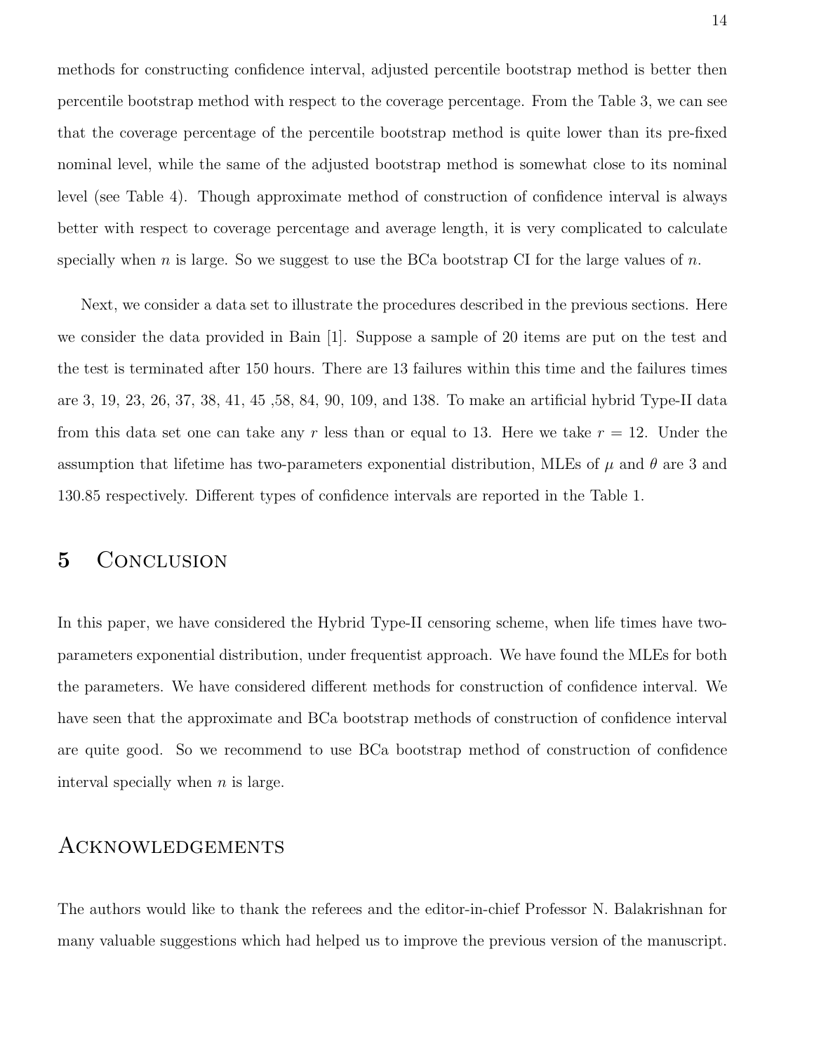methods for constructing confidence interval, adjusted percentile bootstrap method is better then percentile bootstrap method with respect to the coverage percentage. From the Table 3, we can see that the coverage percentage of the percentile bootstrap method is quite lower than its pre-fixed nominal level, while the same of the adjusted bootstrap method is somewhat close to its nominal level (see Table 4). Though approximate method of construction of confidence interval is always better with respect to coverage percentage and average length, it is very complicated to calculate specially when $n$ is large. So we suggest to use the BCa bootstrap CI for the large values of $n$.

Next, we consider a data set to illustrate the procedures described in the previous sections. Here we consider the data provided in Bain [1]. Suppose a sample of 20 items are put on the test and the test is terminated after 150 hours. There are 13 failures within this time and the failures times are 3, 19, 23, 26, 37, 38, 41, 45 ,58, 84, 90, 109, and 138. To make an artificial hybrid Type-II data from this data set one can take any $r$ less than or equal to 13. Here we take $r = 12$. Under the assumption that lifetime has two-parameters exponential distribution, MLEs of $\mu$ and $\theta$ are 3 and 130.85 respectively. Different types of confidence intervals are reported in the Table 1.

## 5 Conclusion

In this paper, we have considered the Hybrid Type-II censoring scheme, when life times have two-parameters exponential distribution, under frequentist approach. We have found the MLEs for both the parameters. We have considered different methods for construction of confidence interval. We have seen that the approximate and BCa bootstrap methods of construction of confidence interval are quite good. So we recommend to use BCa bootstrap method of construction of confidence interval specially when $n$ is large.

## Acknowledgements

The authors would like to thank the referees and the editor-in-chief Professor N. Balakrishnan for many valuable suggestions which had helped us to improve the previous version of the manuscript.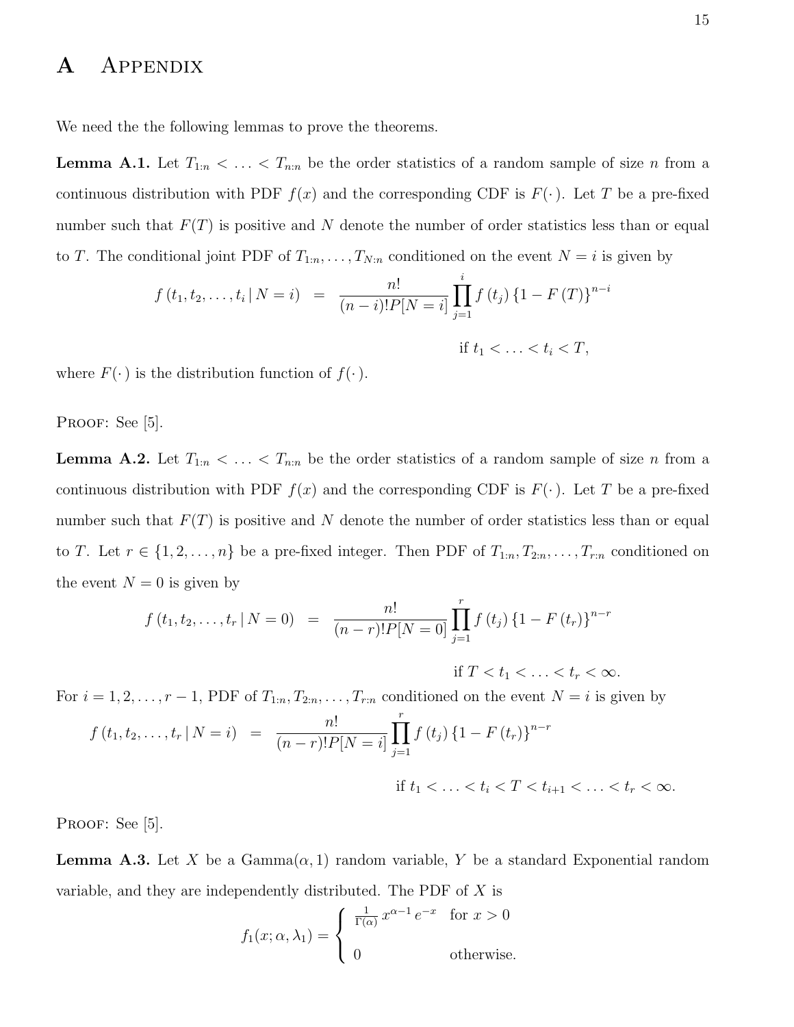# A Appendix

We need the the following lemmas to prove the theorems.

**Lemma A.1.** Let $T_{1:n} < \ldots < T_{n:n}$ be the order statistics of a random sample of size $n$ from a continuous distribution with PDF $f(x)$ and the corresponding CDF is $F(\cdot)$. Let $T$ be a pre-fixed number such that $F(T)$ is positive and $N$ denote the number of order statistics less than or equal to $T$. The conditional joint PDF of $T_{1:n}, \ldots, T_{N:n}$ conditioned on the event $N = i$ is given by

$$f\left(t_1, t_2, \ldots, t_i \,|\, N = i\right) \;=\; \frac{n!}{(n-i)!P[N=i]} \prod_{j=1}^{i} f\left(t_j\right) \left\{1 - F\left(T\right)\right\}^{n-i}$$

$$\text{if } t_1 < \ldots < t_i < T,$$

where $F(\cdot)$ is the distribution function of $f(\cdot)$.

Proof: See [5].

**Lemma A.2.** Let $T_{1:n} < \ldots < T_{n:n}$ be the order statistics of a random sample of size $n$ from a continuous distribution with PDF $f(x)$ and the corresponding CDF is $F(\cdot)$. Let $T$ be a pre-fixed number such that $F(T)$ is positive and $N$ denote the number of order statistics less than or equal to $T$. Let $r \in \{1, 2, \ldots, n\}$ be a pre-fixed integer. Then PDF of $T_{1:n}, T_{2:n}, \ldots, T_{r:n}$ conditioned on the event $N = 0$ is given by

$$f\left(t_1, t_2, \ldots, t_r \,|\, N = 0\right) \;=\; \frac{n!}{(n-r)!P[N=0]} \prod_{j=1}^{r} f\left(t_j\right) \left\{1 - F\left(t_r\right)\right\}^{n-r}$$

$$\text{if } T < t_1 < \ldots < t_r < \infty.$$

For $i = 1, 2, \ldots, r-1$, PDF of $T_{1:n}, T_{2:n}, \ldots, T_{r:n}$ conditioned on the event $N = i$ is given by

$$f\left(t_1, t_2, \ldots, t_r \,|\, N = i\right) \;=\; \frac{n!}{(n-r)!P[N=i]} \prod_{j=1}^{r} f\left(t_j\right) \left\{1 - F\left(t_r\right)\right\}^{n-r}$$

$$\text{if } t_1 < \ldots < t_i < T < t_{i+1} < \ldots < t_r < \infty.$$

Proof: See [5].

**Lemma A.3.** Let $X$ be a Gamma$(\alpha, 1)$ random variable, $Y$ be a standard Exponential random variable, and they are independently distributed. The PDF of $X$ is

$$f_1(x; \alpha, \lambda_1) = \begin{cases} \frac{1}{\Gamma(\alpha)}\, x^{\alpha-1}\, e^{-x} & \text{for } x > 0 \\ \\ 0 & \text{otherwise.} \end{cases}$$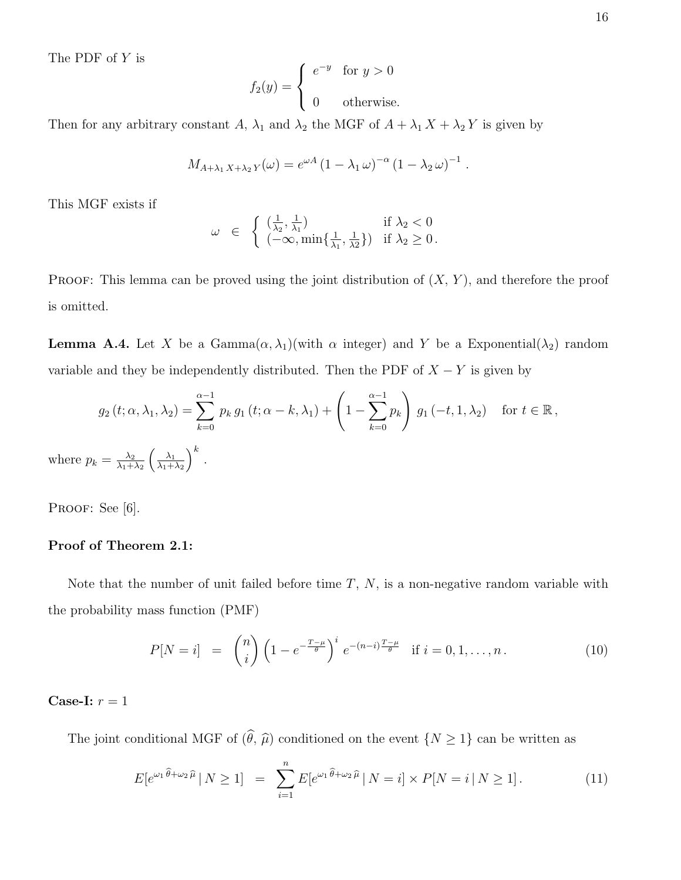The PDF of $Y$ is

$$f_2(y) = \begin{cases} e^{-y} & \text{for } y > 0 \\ \\ 0 & \text{otherwise.} \end{cases}$$

Then for any arbitrary constant $A$, $\lambda_1$ and $\lambda_2$ the MGF of $A + \lambda_1 X + \lambda_2 Y$ is given by

$$M_{A+\lambda_1 X+\lambda_2 Y}(\omega) = e^{\omega A} \left(1 - \lambda_1 \omega\right)^{-\alpha} \left(1 - \lambda_2 \omega\right)^{-1}.$$

This MGF exists if

$$\omega \;\in\; \begin{cases} (\frac{1}{\lambda_2}, \frac{1}{\lambda_1}) & \text{if } \lambda_2 < 0 \\ (-\infty, \min\{\frac{1}{\lambda_1}, \frac{1}{\lambda 2}\}) & \text{if } \lambda_2 \geq 0\,. \end{cases}$$

Proof: This lemma can be proved using the joint distribution of $(X, Y)$, and therefore the proof is omitted.

**Lemma A.4.** Let $X$ be a Gamma$(\alpha, \lambda_1)$(with $\alpha$ integer) and $Y$ be a Exponential$(\lambda_2)$ random variable and they be independently distributed. Then the PDF of $X - Y$ is given by

$$g_2\left(t; \alpha, \lambda_1, \lambda_2\right) = \sum_{k=0}^{\alpha-1} p_k \, g_1\left(t; \alpha - k, \lambda_1\right) + \left(1 - \sum_{k=0}^{\alpha-1} p_k\right) \, g_1\left(-t, 1, \lambda_2\right) \quad \text{for } t \in \mathbb{R}\,,$$

where $p_k = \frac{\lambda_2}{\lambda_1+\lambda_2}\left(\frac{\lambda_1}{\lambda_1+\lambda_2}\right)^k$.

Proof: See [6].

**Proof of Theorem 2.1:**

Note that the number of unit failed before time $T$, $N$, is a non-negative random variable with the probability mass function (PMF)

$$P[N = i] \;=\; \binom{n}{i} \left(1 - e^{-\frac{T-\mu}{\theta}}\right)^i e^{-(n-i)\frac{T-\mu}{\theta}} \quad \text{if } i = 0, 1, \ldots, n\,. \tag{10}$$

**Case-I:** $r = 1$

The joint conditional MGF of $(\widehat{\theta}, \widehat{\mu})$ conditioned on the event $\{N \geq 1\}$ can be written as

$$E[e^{\omega_1 \widehat{\theta} + \omega_2 \widehat{\mu}} \,|\, N \geq 1] \;=\; \sum_{i=1}^{n} E[e^{\omega_1 \widehat{\theta} + \omega_2 \widehat{\mu}} \,|\, N = i] \times P[N = i \,|\, N \geq 1]\,. \tag{11}$$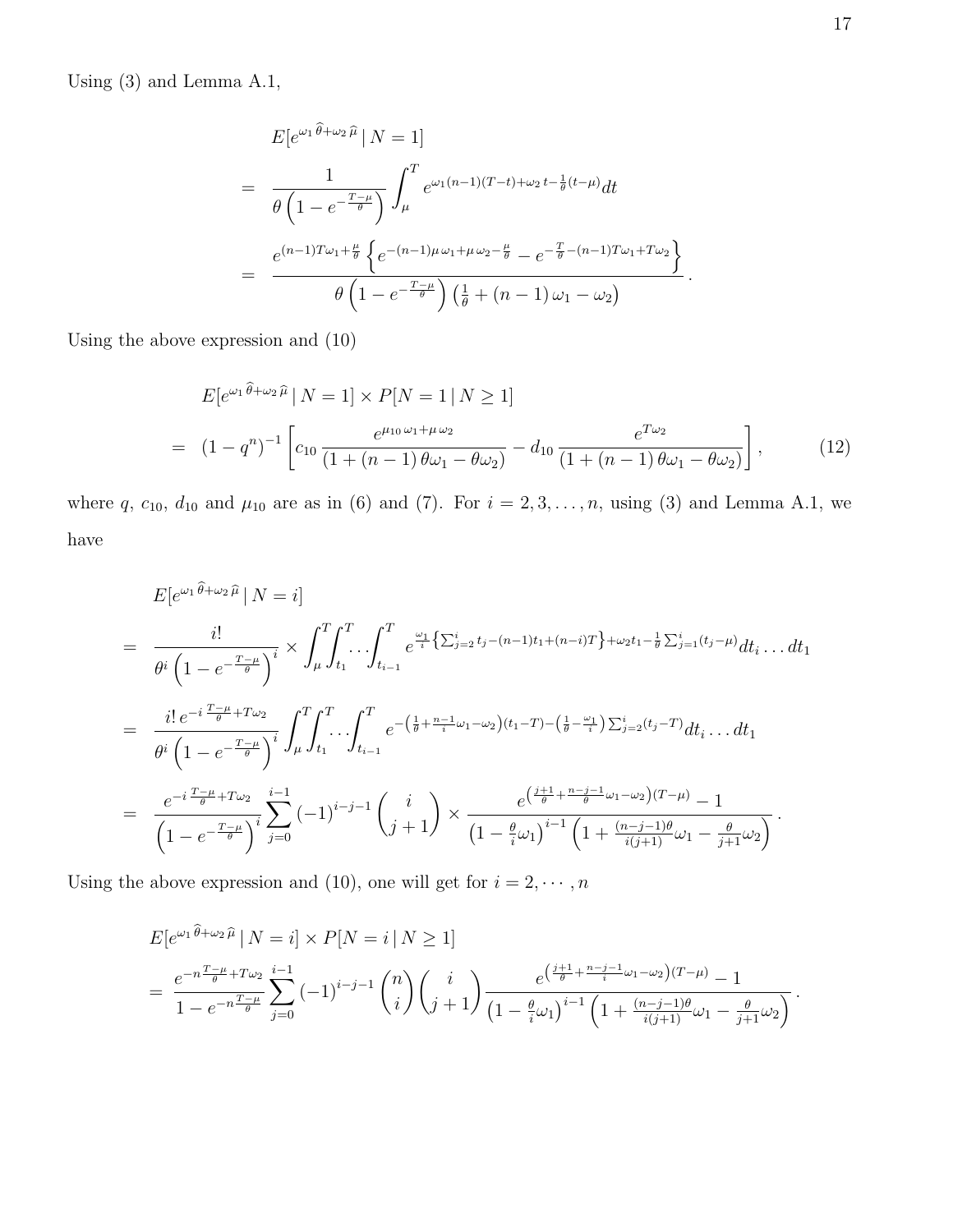Using (3) and Lemma A.1,

$$
\begin{aligned}
& E[e^{\omega_1 \widehat{\theta} + \omega_2 \widehat{\mu}} \mid N = 1] \\
= \;& \frac{1}{\theta \left(1 - e^{-\frac{T-\mu}{\theta}}\right)} \int_{\mu}^{T} e^{\omega_1 (n-1)(T-t) + \omega_2 t - \frac{1}{\theta}(t-\mu)} dt \\
= \;& \frac{e^{(n-1)T\omega_1 + \frac{\mu}{\theta}} \left\{ e^{-(n-1)\mu\,\omega_1 + \mu\,\omega_2 - \frac{\mu}{\theta}} - e^{-\frac{T}{\theta} - (n-1)T\omega_1 + T\omega_2} \right\}}{\theta \left(1 - e^{-\frac{T-\mu}{\theta}}\right) \left(\frac{1}{\theta} + (n-1)\,\omega_1 - \omega_2\right)}.
\end{aligned}
$$

Using the above expression and (10)

$$
\begin{aligned}
& E[e^{\omega_1 \widehat{\theta} + \omega_2 \widehat{\mu}} \mid N = 1] \times P[N = 1 \mid N \geq 1] \\
= \;& (1 - q^n)^{-1} \left[ c_{10} \, \frac{e^{\mu_{10}\,\omega_1 + \mu\,\omega_2}}{(1 + (n-1)\,\theta\omega_1 - \theta\omega_2)} - d_{10} \, \frac{e^{T\omega_2}}{(1 + (n-1)\,\theta\omega_1 - \theta\omega_2)} \right], \qquad (12)
\end{aligned}
$$

where $q$, $c_{10}$, $d_{10}$ and $\mu_{10}$ are as in (6) and (7). For $i = 2, 3, \ldots, n$, using (3) and Lemma A.1, we have

$$
\begin{aligned}
& E[e^{\omega_1 \widehat{\theta} + \omega_2 \widehat{\mu}} \mid N = i] \\
= \;& \frac{i!}{\theta^i \left(1 - e^{-\frac{T-\mu}{\theta}}\right)^i} \times \int_{\mu}^{T}\!\int_{t_1}^{T}\!\!\ldots\!\int_{t_{i-1}}^{T} e^{\frac{\omega_1}{i}\left\{\sum_{j=2}^{i} t_j - (n-1)t_1 + (n-i)T\right\} + \omega_2 t_1 - \frac{1}{\theta}\sum_{j=1}^{i}(t_j - \mu)} dt_i \ldots dt_1 \\
= \;& \frac{i!\, e^{-i\,\frac{T-\mu}{\theta} + T\omega_2}}{\theta^i \left(1 - e^{-\frac{T-\mu}{\theta}}\right)^i} \int_{\mu}^{T}\!\int_{t_1}^{T}\!\!\ldots\!\int_{t_{i-1}}^{T} e^{-\left(\frac{1}{\theta} + \frac{n-1}{i}\omega_1 - \omega_2\right)(t_1 - T) - \left(\frac{1}{\theta} - \frac{\omega_1}{i}\right)\sum_{j=2}^{i}(t_j - T)} dt_i \ldots dt_1 \\
= \;& \frac{e^{-i\,\frac{T-\mu}{\theta} + T\omega_2}}{\left(1 - e^{-\frac{T-\mu}{\theta}}\right)^i} \sum_{j=0}^{i-1} (-1)^{i-j-1} \binom{i}{j+1} \times \frac{e^{\left(\frac{j+1}{\theta} + \frac{n-j-1}{\theta}\omega_1 - \omega_2\right)(T-\mu)} - 1}{\left(1 - \frac{\theta}{i}\omega_1\right)^{i-1} \left(1 + \frac{(n-j-1)\theta}{i(j+1)}\omega_1 - \frac{\theta}{j+1}\omega_2\right)}.
\end{aligned}
$$

Using the above expression and (10), one will get for $i = 2, \cdots, n$

$$
\begin{aligned}
& E[e^{\omega_1 \widehat{\theta} + \omega_2 \widehat{\mu}} \mid N = i] \times P[N = i \mid N \geq 1] \\
= \;& \frac{e^{-n\frac{T-\mu}{\theta} + T\omega_2}}{1 - e^{-n\frac{T-\mu}{\theta}}} \sum_{j=0}^{i-1} (-1)^{i-j-1} \binom{n}{i} \binom{i}{j+1} \frac{e^{\left(\frac{j+1}{\theta} + \frac{n-j-1}{i}\omega_1 - \omega_2\right)(T-\mu)} - 1}{\left(1 - \frac{\theta}{i}\omega_1\right)^{i-1} \left(1 + \frac{(n-j-1)\theta}{i(j+1)}\omega_1 - \frac{\theta}{j+1}\omega_2\right)}.
\end{aligned}
$$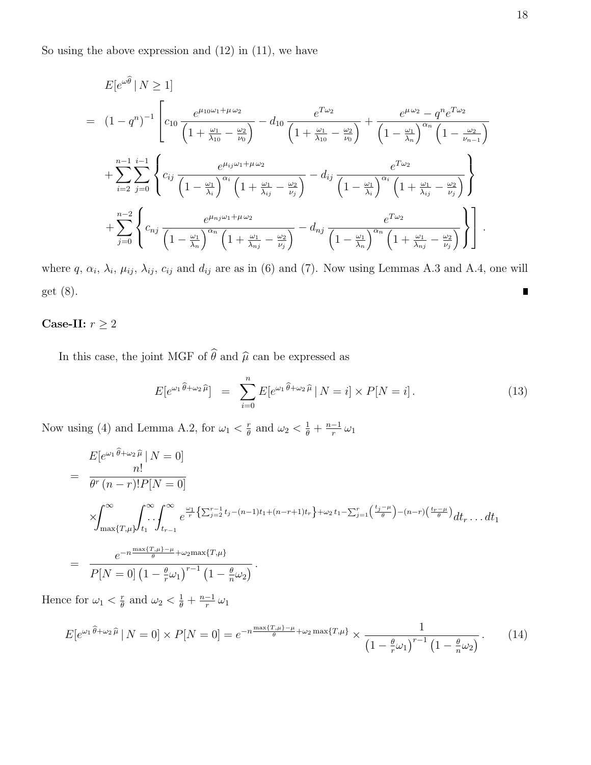So using the above expression and (12) in (11), we have

$$
\begin{aligned}
&E[e^{\omega\widehat{\theta}} \mid N \geq 1] \\
= \;& (1-q^n)^{-1}\left[ c_{10}\,\frac{e^{\mu_{10}\omega_1+\mu\,\omega_2}}{\left(1+\frac{\omega_1}{\lambda_{10}}-\frac{\omega_2}{\nu_0}\right)} - d_{10}\,\frac{e^{T\omega_2}}{\left(1+\frac{\omega_1}{\lambda_{10}}-\frac{\omega_2}{\nu_0}\right)} + \frac{e^{\mu\,\omega_2}-q^n e^{T\omega_2}}{\left(1-\frac{\omega_1}{\lambda_n}\right)^{\alpha_n}\left(1-\frac{\omega_2}{\nu_{n-1}}\right)} \right. \\
&+\sum_{i=2}^{n-1}\sum_{j=0}^{i-1}\left\{ c_{ij}\,\frac{e^{\mu_{ij}\omega_1+\mu\,\omega_2}}{\left(1-\frac{\omega_1}{\lambda_i}\right)^{\alpha_i}\left(1+\frac{\omega_1}{\lambda_{ij}}-\frac{\omega_2}{\nu_j}\right)} - d_{ij}\,\frac{e^{T\omega_2}}{\left(1-\frac{\omega_1}{\lambda_i}\right)^{\alpha_i}\left(1+\frac{\omega_1}{\lambda_{ij}}-\frac{\omega_2}{\nu_j}\right)} \right\} \\
&\left.+\sum_{j=0}^{n-2}\left\{ c_{nj}\,\frac{e^{\mu_{nj}\omega_1+\mu\,\omega_2}}{\left(1-\frac{\omega_1}{\lambda_n}\right)^{\alpha_n}\left(1+\frac{\omega_1}{\lambda_{nj}}-\frac{\omega_2}{\nu_j}\right)} - d_{nj}\,\frac{e^{T\omega_2}}{\left(1-\frac{\omega_1}{\lambda_n}\right)^{\alpha_n}\left(1+\frac{\omega_1}{\lambda_{nj}}-\frac{\omega_2}{\nu_j}\right)} \right\}\right].
\end{aligned}
$$

where $q$, $\alpha_i$, $\lambda_i$, $\mu_{ij}$, $\lambda_{ij}$, $c_{ij}$ and $d_{ij}$ are as in (6) and (7). Now using Lemmas A.3 and A.4, one will get (8). ∎

**Case-II:** $r \geq 2$

In this case, the joint MGF of $\widehat{\theta}$ and $\widehat{\mu}$ can be expressed as

$$
E[e^{\omega_1\,\widehat{\theta}+\omega_2\,\widehat{\mu}}] \;=\; \sum_{i=0}^{n} E[e^{\omega_1\,\widehat{\theta}+\omega_2\,\widehat{\mu}} \mid N=i] \times P[N=i]\,. \tag{13}
$$

Now using (4) and Lemma A.2, for $\omega_1 < \frac{r}{\theta}$ and $\omega_2 < \frac{1}{\theta} + \frac{n-1}{r}\,\omega_1$

$$
\begin{aligned}
&E[e^{\omega_1\,\widehat{\theta}+\omega_2\,\widehat{\mu}} \mid N=0] \\
=\;& \frac{n!}{\theta^r\,(n-r)!P[N=0]} \\
&\times\int_{\max\{T,\mu\}}^{\infty}\int_{t_1}^{\infty}\!\!\cdots\!\int_{t_{r-1}}^{\infty} e^{\frac{\omega_1}{r}\left\{\sum_{j=2}^{r-1}t_j-(n-1)t_1+(n-r+1)t_r\right\}+\omega_2\,t_1-\sum_{j=1}^{r}\left(\frac{t_j-\mu}{\theta}\right)-(n-r)\left(\frac{t_r-\mu}{\theta}\right)}dt_r\ldots dt_1 \\
=\;& \frac{e^{-n\frac{\max\{T,\mu\}-\mu}{\theta}+\omega_2\max\{T,\mu\}}}{P[N=0]\left(1-\frac{\theta}{r}\omega_1\right)^{r-1}\left(1-\frac{\theta}{n}\omega_2\right)}\,.
\end{aligned}
$$

Hence for $\omega_1 < \frac{r}{\theta}$ and $\omega_2 < \frac{1}{\theta} + \frac{n-1}{r}\,\omega_1$

$$
E[e^{\omega_1\,\widehat{\theta}+\omega_2\,\widehat{\mu}} \mid N=0] \times P[N=0] = e^{-n\frac{\max\{T,\mu\}-\mu}{\theta}+\omega_2\max\{T,\mu\}} \times \frac{1}{\left(1-\frac{\theta}{r}\omega_1\right)^{r-1}\left(1-\frac{\theta}{n}\omega_2\right)}\,. \tag{14}
$$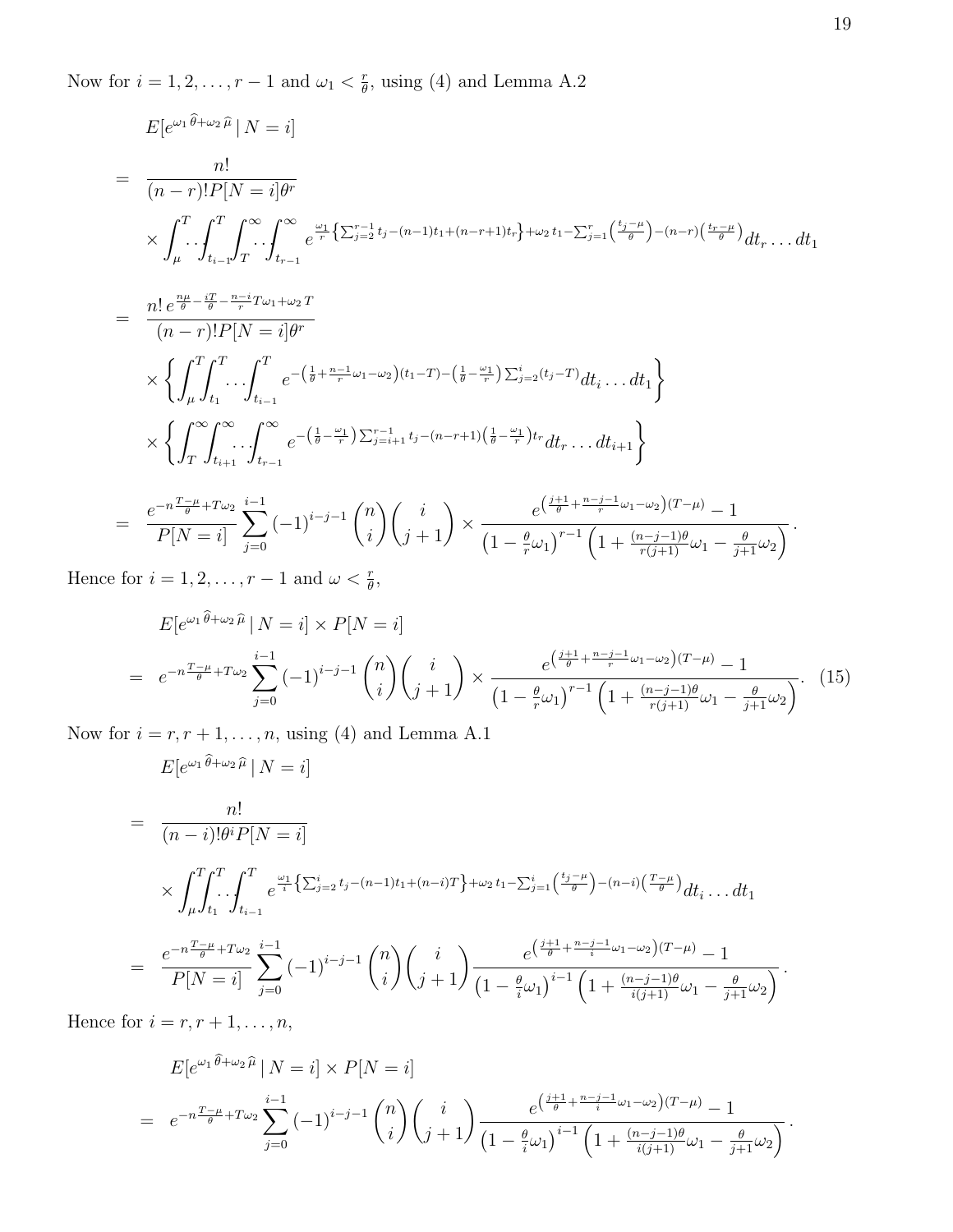Now for $i = 1, 2, \ldots, r-1$ and $\omega_1 < \frac{r}{\theta}$, using (4) and Lemma A.2

$$
\begin{aligned}
& E[e^{\omega_1 \widehat{\theta} + \omega_2 \widehat{\mu}} \mid N = i] \\
= \; & \frac{n!}{(n-r)! P[N=i] \theta^r} \\
& \times \int_{\mu}^{T} \!\! \cdots \! \int_{t_{i-1}}^{T} \! \int_{T}^{\infty} \!\! \cdots \! \int_{t_{r-1}}^{\infty} e^{\frac{\omega_1}{r}\left\{\sum_{j=2}^{r-1} t_j - (n-1)t_1 + (n-r+1)t_r\right\} + \omega_2 t_1 - \sum_{j=1}^{r}\left(\frac{t_j - \mu}{\theta}\right) - (n-r)\left(\frac{t_r - \mu}{\theta}\right)} dt_r \ldots dt_1 \\
= \; & \frac{n! \, e^{\frac{n\mu}{\theta} - \frac{iT}{\theta} - \frac{n-i}{r} T \omega_1 + \omega_2 T}}{(n-r)! P[N=i] \theta^r} \\
& \times \left\{ \int_{\mu}^{T} \! \int_{t_1}^{T} \!\! \cdots \! \int_{t_{i-1}}^{T} e^{-\left(\frac{1}{\theta} + \frac{n-1}{r}\omega_1 - \omega_2\right)(t_1 - T) - \left(\frac{1}{\theta} - \frac{\omega_1}{r}\right)\sum_{j=2}^{i}(t_j - T)} dt_i \ldots dt_1 \right\} \\
& \times \left\{ \int_{T}^{\infty} \! \int_{t_{i+1}}^{\infty} \!\! \cdots \! \int_{t_{r-1}}^{\infty} e^{-\left(\frac{1}{\theta} - \frac{\omega_1}{r}\right)\sum_{j=i+1}^{r-1} t_j - (n-r+1)\left(\frac{1}{\theta} - \frac{\omega_1}{r}\right) t_r} dt_r \ldots dt_{i+1} \right\} \\
= \; & \frac{e^{-n\frac{T-\mu}{\theta} + T\omega_2}}{P[N=i]} \sum_{j=0}^{i-1} (-1)^{i-j-1} \binom{n}{i} \binom{i}{j+1} \times \frac{e^{\left(\frac{j+1}{\theta} + \frac{n-j-1}{r}\omega_1 - \omega_2\right)(T-\mu)} - 1}{\left(1 - \frac{\theta}{r}\omega_1\right)^{r-1} \left(1 + \frac{(n-j-1)\theta}{r(j+1)}\omega_1 - \frac{\theta}{j+1}\omega_2\right)}.
\end{aligned}
$$

Hence for $i = 1, 2, \ldots, r-1$ and $\omega < \frac{r}{\theta}$,

$$
\begin{aligned}
& E[e^{\omega_1 \widehat{\theta} + \omega_2 \widehat{\mu}} \mid N = i] \times P[N = i] \\
= \; & e^{-n\frac{T-\mu}{\theta} + T\omega_2} \sum_{j=0}^{i-1} (-1)^{i-j-1} \binom{n}{i} \binom{i}{j+1} \times \frac{e^{\left(\frac{j+1}{\theta} + \frac{n-j-1}{r}\omega_1 - \omega_2\right)(T-\mu)} - 1}{\left(1 - \frac{\theta}{r}\omega_1\right)^{r-1} \left(1 + \frac{(n-j-1)\theta}{r(j+1)}\omega_1 - \frac{\theta}{j+1}\omega_2\right)}. \quad (15)
\end{aligned}
$$

Now for $i = r, r+1, \ldots, n$, using (4) and Lemma A.1

$$
\begin{aligned}
& E[e^{\omega_1 \widehat{\theta} + \omega_2 \widehat{\mu}} \mid N = i] \\
= \; & \frac{n!}{(n-i)! \theta^i P[N=i]} \\
& \times \int_{\mu}^{T} \! \int_{t_1}^{T} \!\! \cdots \! \int_{t_{i-1}}^{T} e^{\frac{\omega_1}{i}\left\{\sum_{j=2}^{i} t_j - (n-1)t_1 + (n-i)T\right\} + \omega_2 t_1 - \sum_{j=1}^{i}\left(\frac{t_j - \mu}{\theta}\right) - (n-i)\left(\frac{T - \mu}{\theta}\right)} dt_i \ldots dt_1 \\
= \; & \frac{e^{-n\frac{T-\mu}{\theta} + T\omega_2}}{P[N=i]} \sum_{j=0}^{i-1} (-1)^{i-j-1} \binom{n}{i} \binom{i}{j+1} \frac{e^{\left(\frac{j+1}{\theta} + \frac{n-j-1}{i}\omega_1 - \omega_2\right)(T-\mu)} - 1}{\left(1 - \frac{\theta}{i}\omega_1\right)^{i-1} \left(1 + \frac{(n-j-1)\theta}{i(j+1)}\omega_1 - \frac{\theta}{j+1}\omega_2\right)}.
\end{aligned}
$$

Hence for $i = r, r+1, \ldots, n$,

$$
\begin{aligned}
& E[e^{\omega_1 \widehat{\theta} + \omega_2 \widehat{\mu}} \mid N = i] \times P[N = i] \\
= \; & e^{-n\frac{T-\mu}{\theta} + T\omega_2} \sum_{j=0}^{i-1} (-1)^{i-j-1} \binom{n}{i} \binom{i}{j+1} \frac{e^{\left(\frac{j+1}{\theta} + \frac{n-j-1}{i}\omega_1 - \omega_2\right)(T-\mu)} - 1}{\left(1 - \frac{\theta}{i}\omega_1\right)^{i-1} \left(1 + \frac{(n-j-1)\theta}{i(j+1)}\omega_1 - \frac{\theta}{j+1}\omega_2\right)}.
\end{aligned}
$$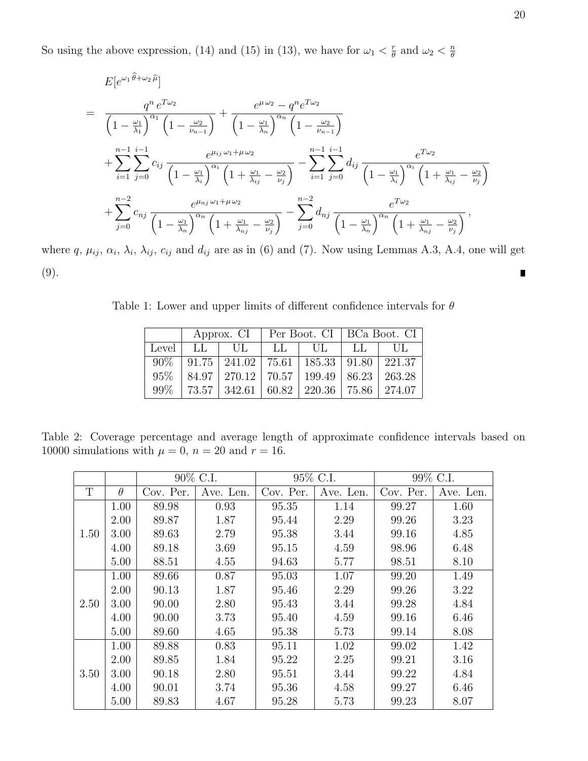So using the above expression, (14) and (15) in (13), we have for $\omega_1 < \frac{r}{\theta}$ and $\omega_2 < \frac{n}{\theta}$

$$
\begin{aligned}
& E[e^{\omega_1 \widehat{\theta} + \omega_2 \widehat{\mu}}] \\
= \; & \frac{q^n \, e^{T\omega_2}}{\left(1 - \frac{\omega_1}{\lambda_1}\right)^{\alpha_1} \left(1 - \frac{\omega_2}{\nu_{n-1}}\right)} + \frac{e^{\mu\,\omega_2} - q^n e^{T\omega_2}}{\left(1 - \frac{\omega_1}{\lambda_n}\right)^{\alpha_n} \left(1 - \frac{\omega_2}{\nu_{n-1}}\right)} \\
& + \sum_{i=1}^{n-1} \sum_{j=0}^{i-1} c_{ij} \frac{e^{\mu_{ij}\,\omega_1 + \mu\,\omega_2}}{\left(1 - \frac{\omega_1}{\lambda_i}\right)^{\alpha_i} \left(1 + \frac{\omega_1}{\lambda_{ij}} - \frac{\omega_2}{\nu_j}\right)} - \sum_{i=1}^{n-1} \sum_{j=0}^{i-1} d_{ij} \frac{e^{T\omega_2}}{\left(1 - \frac{\omega_1}{\lambda_i}\right)^{\alpha_i} \left(1 + \frac{\omega_1}{\lambda_{ij}} - \frac{\omega_2}{\nu_j}\right)} \\
& + \sum_{j=0}^{n-2} c_{nj} \frac{e^{\mu_{nj}\,\omega_1 + \mu\,\omega_2}}{\left(1 - \frac{\omega_1}{\lambda_n}\right)^{\alpha_n} \left(1 + \frac{\omega_1}{\lambda_{nj}} - \frac{\omega_2}{\nu_j}\right)} - \sum_{j=0}^{n-2} d_{nj} \frac{e^{T\omega_2}}{\left(1 - \frac{\omega_1}{\lambda_n}\right)^{\alpha_n} \left(1 + \frac{\omega_1}{\lambda_{nj}} - \frac{\omega_2}{\nu_j}\right)},
\end{aligned}
$$

where $q$, $\mu_{ij}$, $\alpha_i$, $\lambda_i$, $\lambda_{ij}$, $c_{ij}$ and $d_{ij}$ are as in (6) and (7). Now using Lemmas A.3, A.4, one will get (9). ∎

Table 1: Lower and upper limits of different confidence intervals for $\theta$

| | Approx. CI | | Per Boot. CI | | BCa Boot. CI | |
|---|---|---|---|---|---|---|
| Level | LL | UL | LL | UL | LL | UL |
| 90% | 91.75 | 241.02 | 75.61 | 185.33 | 91.80 | 221.37 |
| 95% | 84.97 | 270.12 | 70.57 | 199.49 | 86.23 | 263.28 |
| 99% | 73.57 | 342.61 | 60.82 | 220.36 | 75.86 | 274.07 |

Table 2: Coverage percentage and average length of approximate confidence intervals based on 10000 simulations with $\mu = 0$, $n = 20$ and $r = 16$.

| | | 90% C.I. | | 95% C.I. | | 99% C.I. | |
|---|---|---|---|---|---|---|---|
| T | $\theta$ | Cov. Per. | Ave. Len. | Cov. Per. | Ave. Len. | Cov. Per. | Ave. Len. |
| 1.50 | 1.00 | 89.98 | 0.93 | 95.35 | 1.14 | 99.27 | 1.60 |
| | 2.00 | 89.87 | 1.87 | 95.44 | 2.29 | 99.26 | 3.23 |
| | 3.00 | 89.63 | 2.79 | 95.38 | 3.44 | 99.16 | 4.85 |
| | 4.00 | 89.18 | 3.69 | 95.15 | 4.59 | 98.96 | 6.48 |
| | 5.00 | 88.51 | 4.55 | 94.63 | 5.77 | 98.51 | 8.10 |
| 2.50 | 1.00 | 89.66 | 0.87 | 95.03 | 1.07 | 99.20 | 1.49 |
| | 2.00 | 90.13 | 1.87 | 95.46 | 2.29 | 99.26 | 3.22 |
| | 3.00 | 90.00 | 2.80 | 95.43 | 3.44 | 99.28 | 4.84 |
| | 4.00 | 90.00 | 3.73 | 95.40 | 4.59 | 99.16 | 6.46 |
| | 5.00 | 89.60 | 4.65 | 95.38 | 5.73 | 99.14 | 8.08 |
| 3.50 | 1.00 | 89.88 | 0.83 | 95.11 | 1.02 | 99.02 | 1.42 |
| | 2.00 | 89.85 | 1.84 | 95.22 | 2.25 | 99.21 | 3.16 |
| | 3.00 | 90.18 | 2.80 | 95.51 | 3.44 | 99.22 | 4.84 |
| | 4.00 | 90.01 | 3.74 | 95.36 | 4.58 | 99.27 | 6.46 |
| | 5.00 | 89.83 | 4.67 | 95.28 | 5.73 | 99.23 | 8.07 |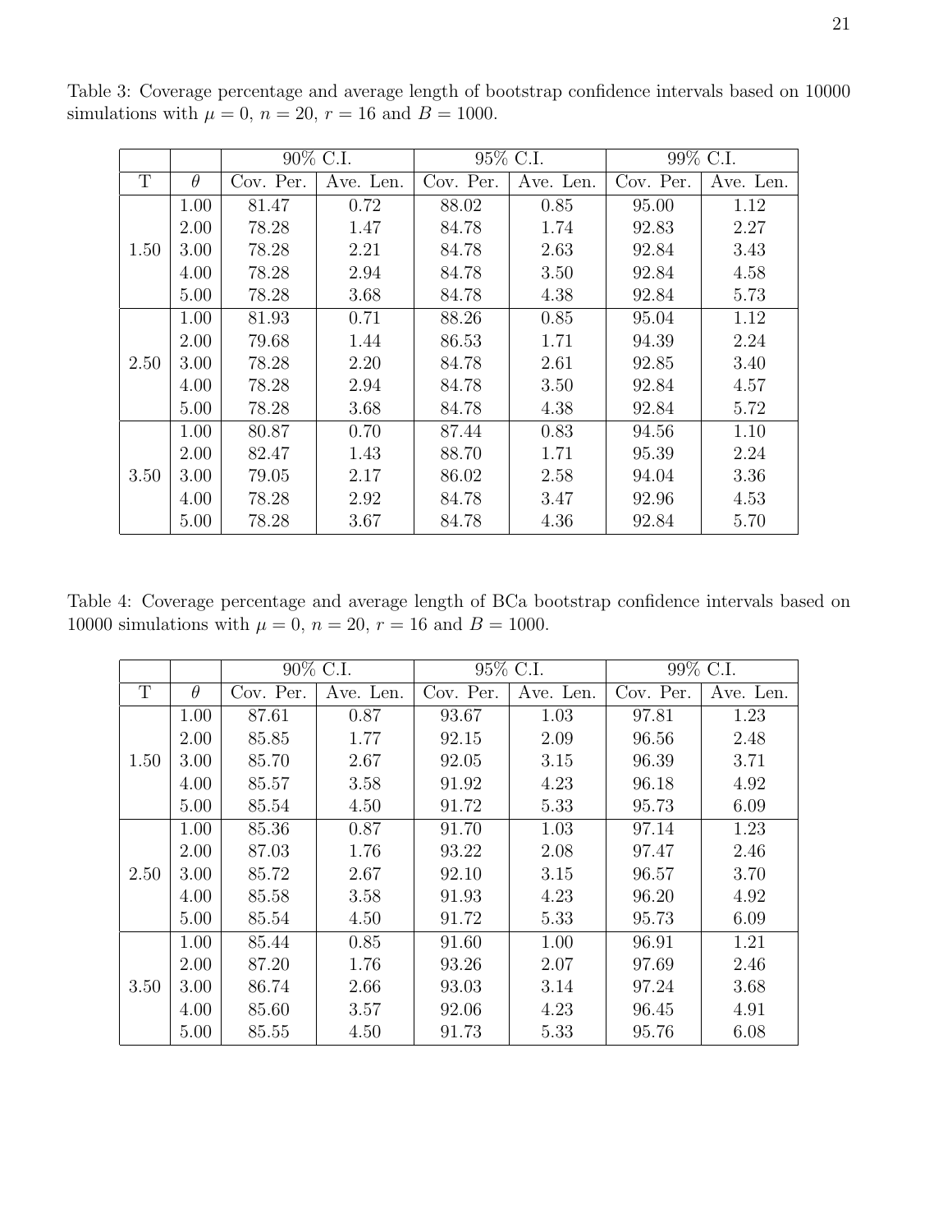Table 3: Coverage percentage and average length of bootstrap confidence intervals based on 10000 simulations with $\mu = 0$, $n = 20$, $r = 16$ and $B = 1000$.

| | | 90% C.I. | | 95% C.I. | | 99% C.I. | |
|---|---|---|---|---|---|---|---|
| T | $\theta$ | Cov. Per. | Ave. Len. | Cov. Per. | Ave. Len. | Cov. Per. | Ave. Len. |
| 1.50 | 1.00 | 81.47 | 0.72 | 88.02 | 0.85 | 95.00 | 1.12 |
| | 2.00 | 78.28 | 1.47 | 84.78 | 1.74 | 92.83 | 2.27 |
| | 3.00 | 78.28 | 2.21 | 84.78 | 2.63 | 92.84 | 3.43 |
| | 4.00 | 78.28 | 2.94 | 84.78 | 3.50 | 92.84 | 4.58 |
| | 5.00 | 78.28 | 3.68 | 84.78 | 4.38 | 92.84 | 5.73 |
| 2.50 | 1.00 | 81.93 | 0.71 | 88.26 | 0.85 | 95.04 | 1.12 |
| | 2.00 | 79.68 | 1.44 | 86.53 | 1.71 | 94.39 | 2.24 |
| | 3.00 | 78.28 | 2.20 | 84.78 | 2.61 | 92.85 | 3.40 |
| | 4.00 | 78.28 | 2.94 | 84.78 | 3.50 | 92.84 | 4.57 |
| | 5.00 | 78.28 | 3.68 | 84.78 | 4.38 | 92.84 | 5.72 |
| 3.50 | 1.00 | 80.87 | 0.70 | 87.44 | 0.83 | 94.56 | 1.10 |
| | 2.00 | 82.47 | 1.43 | 88.70 | 1.71 | 95.39 | 2.24 |
| | 3.00 | 79.05 | 2.17 | 86.02 | 2.58 | 94.04 | 3.36 |
| | 4.00 | 78.28 | 2.92 | 84.78 | 3.47 | 92.96 | 4.53 |
| | 5.00 | 78.28 | 3.67 | 84.78 | 4.36 | 92.84 | 5.70 |

Table 4: Coverage percentage and average length of BCa bootstrap confidence intervals based on 10000 simulations with $\mu = 0$, $n = 20$, $r = 16$ and $B = 1000$.

| | | 90% C.I. | | 95% C.I. | | 99% C.I. | |
|---|---|---|---|---|---|---|---|
| T | $\theta$ | Cov. Per. | Ave. Len. | Cov. Per. | Ave. Len. | Cov. Per. | Ave. Len. |
| 1.50 | 1.00 | 87.61 | 0.87 | 93.67 | 1.03 | 97.81 | 1.23 |
| | 2.00 | 85.85 | 1.77 | 92.15 | 2.09 | 96.56 | 2.48 |
| | 3.00 | 85.70 | 2.67 | 92.05 | 3.15 | 96.39 | 3.71 |
| | 4.00 | 85.57 | 3.58 | 91.92 | 4.23 | 96.18 | 4.92 |
| | 5.00 | 85.54 | 4.50 | 91.72 | 5.33 | 95.73 | 6.09 |
| 2.50 | 1.00 | 85.36 | 0.87 | 91.70 | 1.03 | 97.14 | 1.23 |
| | 2.00 | 87.03 | 1.76 | 93.22 | 2.08 | 97.47 | 2.46 |
| | 3.00 | 85.72 | 2.67 | 92.10 | 3.15 | 96.57 | 3.70 |
| | 4.00 | 85.58 | 3.58 | 91.93 | 4.23 | 96.20 | 4.92 |
| | 5.00 | 85.54 | 4.50 | 91.72 | 5.33 | 95.73 | 6.09 |
| 3.50 | 1.00 | 85.44 | 0.85 | 91.60 | 1.00 | 96.91 | 1.21 |
| | 2.00 | 87.20 | 1.76 | 93.26 | 2.07 | 97.69 | 2.46 |
| | 3.00 | 86.74 | 2.66 | 93.03 | 3.14 | 97.24 | 3.68 |
| | 4.00 | 85.60 | 3.57 | 92.06 | 4.23 | 96.45 | 4.91 |
| | 5.00 | 85.55 | 4.50 | 91.73 | 5.33 | 95.76 | 6.08 |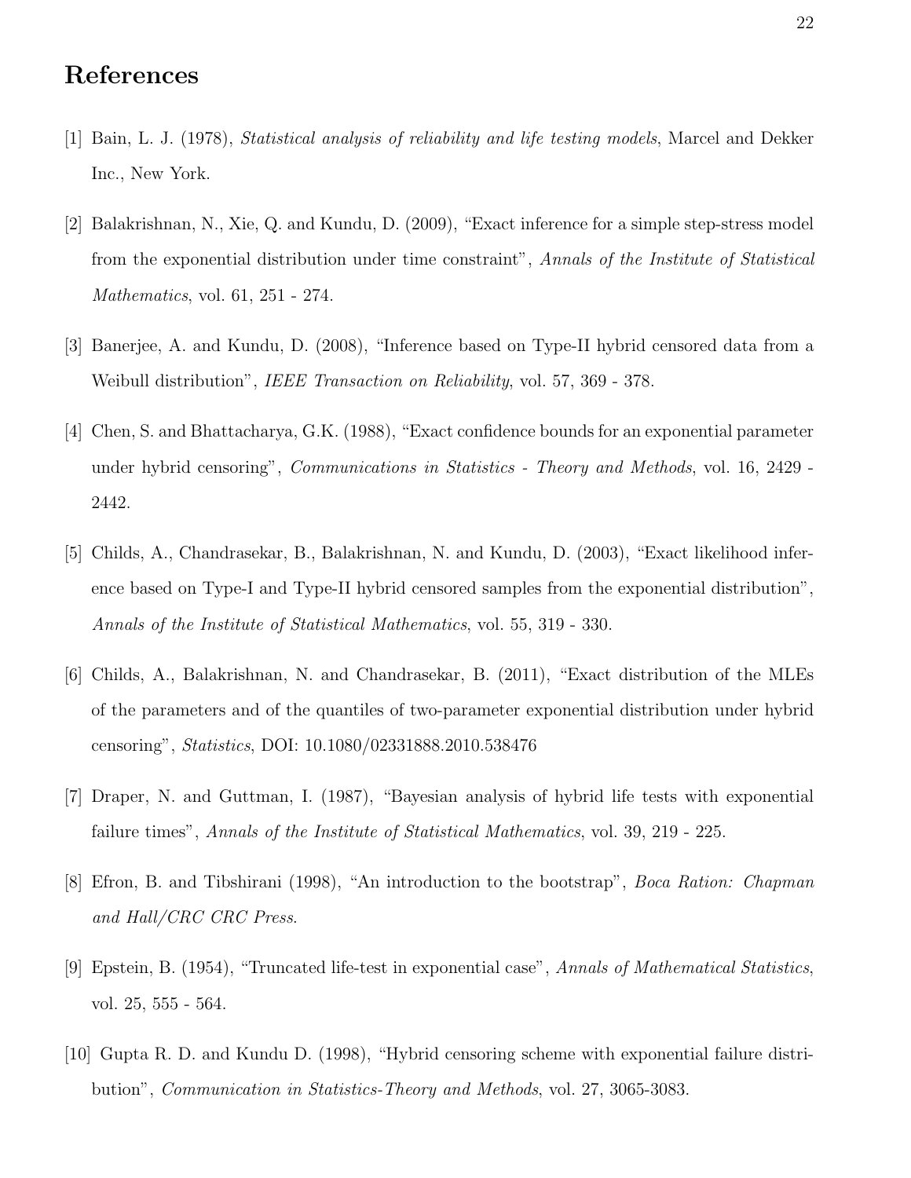## References

[1] Bain, L. J. (1978), *Statistical analysis of reliability and life testing models*, Marcel and Dekker Inc., New York.

[2] Balakrishnan, N., Xie, Q. and Kundu, D. (2009), "Exact inference for a simple step-stress model from the exponential distribution under time constraint", *Annals of the Institute of Statistical Mathematics*, vol. 61, 251 - 274.

[3] Banerjee, A. and Kundu, D. (2008), "Inference based on Type-II hybrid censored data from a Weibull distribution", *IEEE Transaction on Reliability*, vol. 57, 369 - 378.

[4] Chen, S. and Bhattacharya, G.K. (1988), "Exact confidence bounds for an exponential parameter under hybrid censoring", *Communications in Statistics - Theory and Methods*, vol. 16, 2429 - 2442.

[5] Childs, A., Chandrasekar, B., Balakrishnan, N. and Kundu, D. (2003), "Exact likelihood inference based on Type-I and Type-II hybrid censored samples from the exponential distribution", *Annals of the Institute of Statistical Mathematics*, vol. 55, 319 - 330.

[6] Childs, A., Balakrishnan, N. and Chandrasekar, B. (2011), "Exact distribution of the MLEs of the parameters and of the quantiles of two-parameter exponential distribution under hybrid censoring", *Statistics*, DOI: 10.1080/02331888.2010.538476

[7] Draper, N. and Guttman, I. (1987), "Bayesian analysis of hybrid life tests with exponential failure times", *Annals of the Institute of Statistical Mathematics*, vol. 39, 219 - 225.

[8] Efron, B. and Tibshirani (1998), "An introduction to the bootstrap", *Boca Ration: Chapman and Hall/CRC CRC Press*.

[9] Epstein, B. (1954), "Truncated life-test in exponential case", *Annals of Mathematical Statistics*, vol. 25, 555 - 564.

[10] Gupta R. D. and Kundu D. (1998), "Hybrid censoring scheme with exponential failure distribution", *Communication in Statistics-Theory and Methods*, vol. 27, 3065-3083.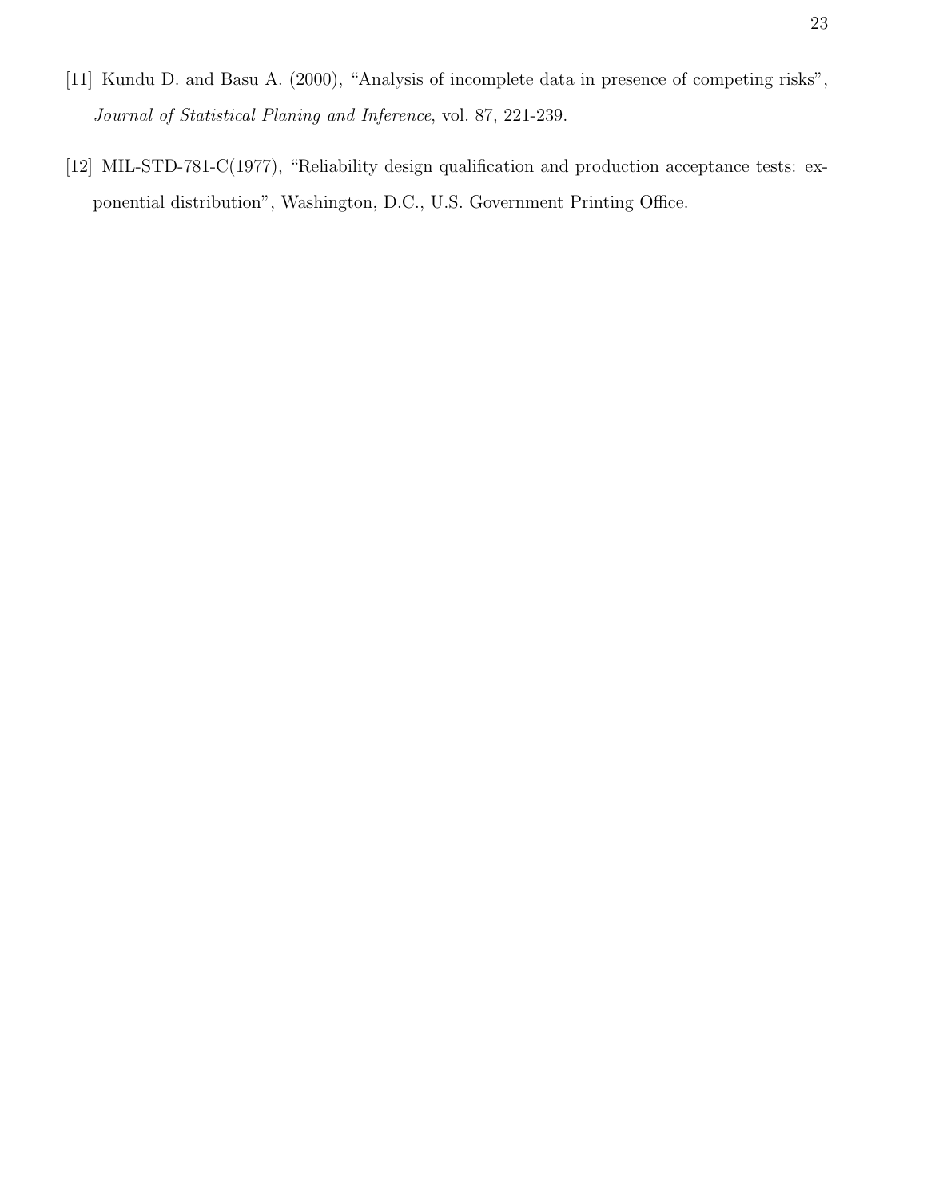[11] Kundu D. and Basu A. (2000), "Analysis of incomplete data in presence of competing risks", *Journal of Statistical Planing and Inference*, vol. 87, 221-239.

[12] MIL-STD-781-C(1977), "Reliability design qualification and production acceptance tests: exponential distribution", Washington, D.C., U.S. Government Printing Office.